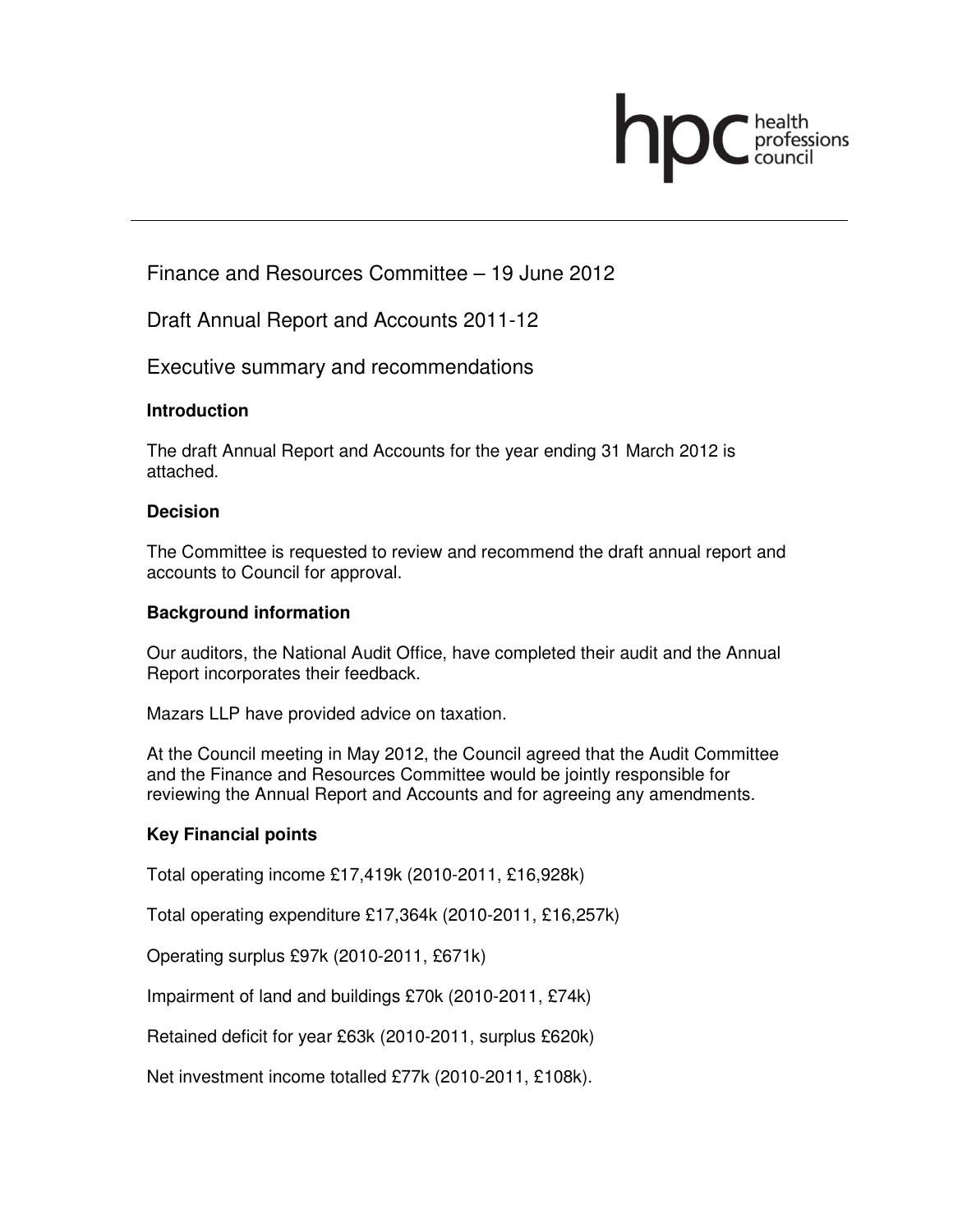# Finance and Resources Committee – 19 June 2012

## Draft Annual Report and Accounts 2011-12

## Executive summary and recommendations

### Introduction

The draft Annual Report and Accounts for the year ending 31 March 2012 is attached.

### Decision

The Committee is requested to review and recommend the draft annual report and accounts to Council for approval.

### Background information

Our auditors, the National Audit Office, have completed their audit and the Annual Report incorporates their feedback.

Mazars LLP have provided advice on taxation.

At the Council meeting in May 2012, the Council agreed that the Audit Committee and the Finance and Resources Committee would be jointly responsible for reviewing the Annual Report and Accounts and for agreeing any amendments.

### Key Financial points

Total operating income £17,419k (2010-2011, £16,928k)

Total operating expenditure £17,364k (2010-2011, £16,257k)

Operating surplus £97k (2010-2011, £671k)

Impairment of land and buildings £70k (2010-2011, £74k)

Retained deficit for year £63k (2010-2011, surplus £620k)

Net investment income totalled £77k (2010-2011, £108k).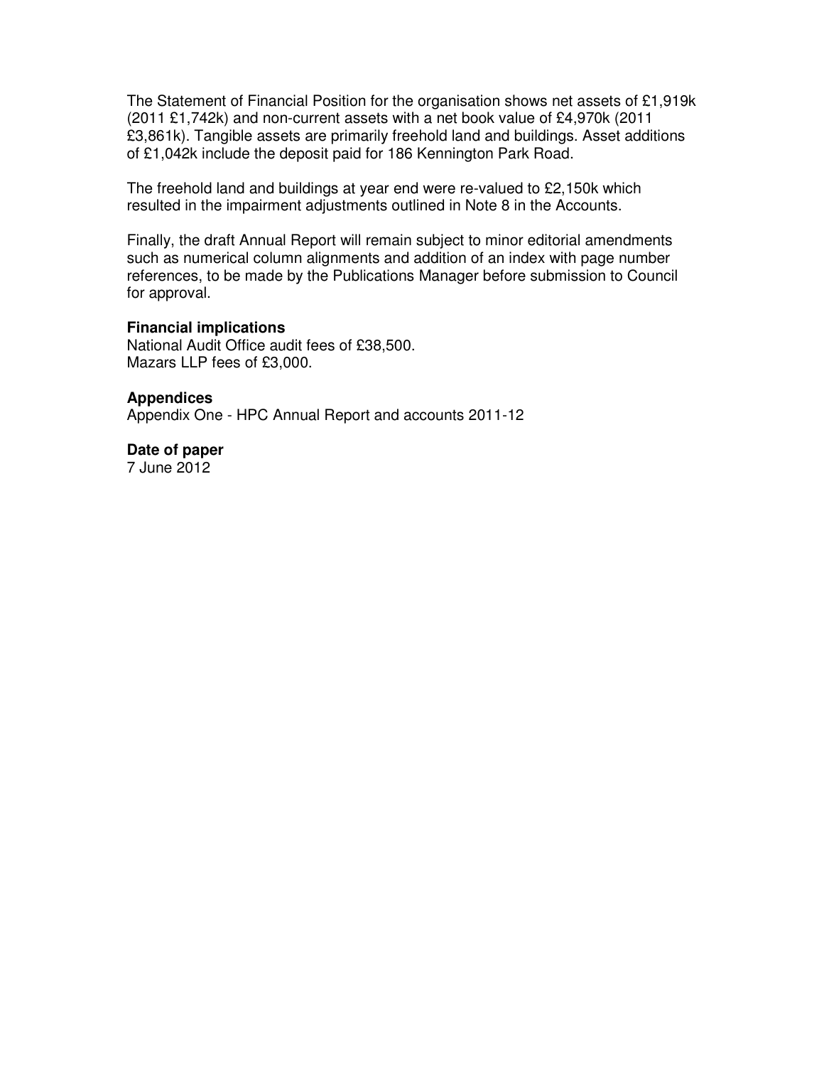The Statement of Financial Position for the organisation shows net assets of £1,919k (2011 £1,742k) and non-current assets with a net book value of £4,970k (2011 £3,861k). Tangible assets are primarily freehold land and buildings. Asset additions of £1,042k include the deposit paid for 186 Kennington Park Road.

The freehold land and buildings at year end were re-valued to £2,150k which resulted in the impairment adjustments outlined in Note 8 in the Accounts.

Finally, the draft Annual Report will remain subject to minor editorial amendments such as numerical column alignments and addition of an index with page number references, to be made by the Publications Manager before submission to Council for approval.

**Financial implications**
National Audit Office audit fees of £38,500.
Mazars LLP fees of £3,000.

**Appendices**
Appendix One - HPC Annual Report and accounts 2011-12

**Date of paper**
7 June 2012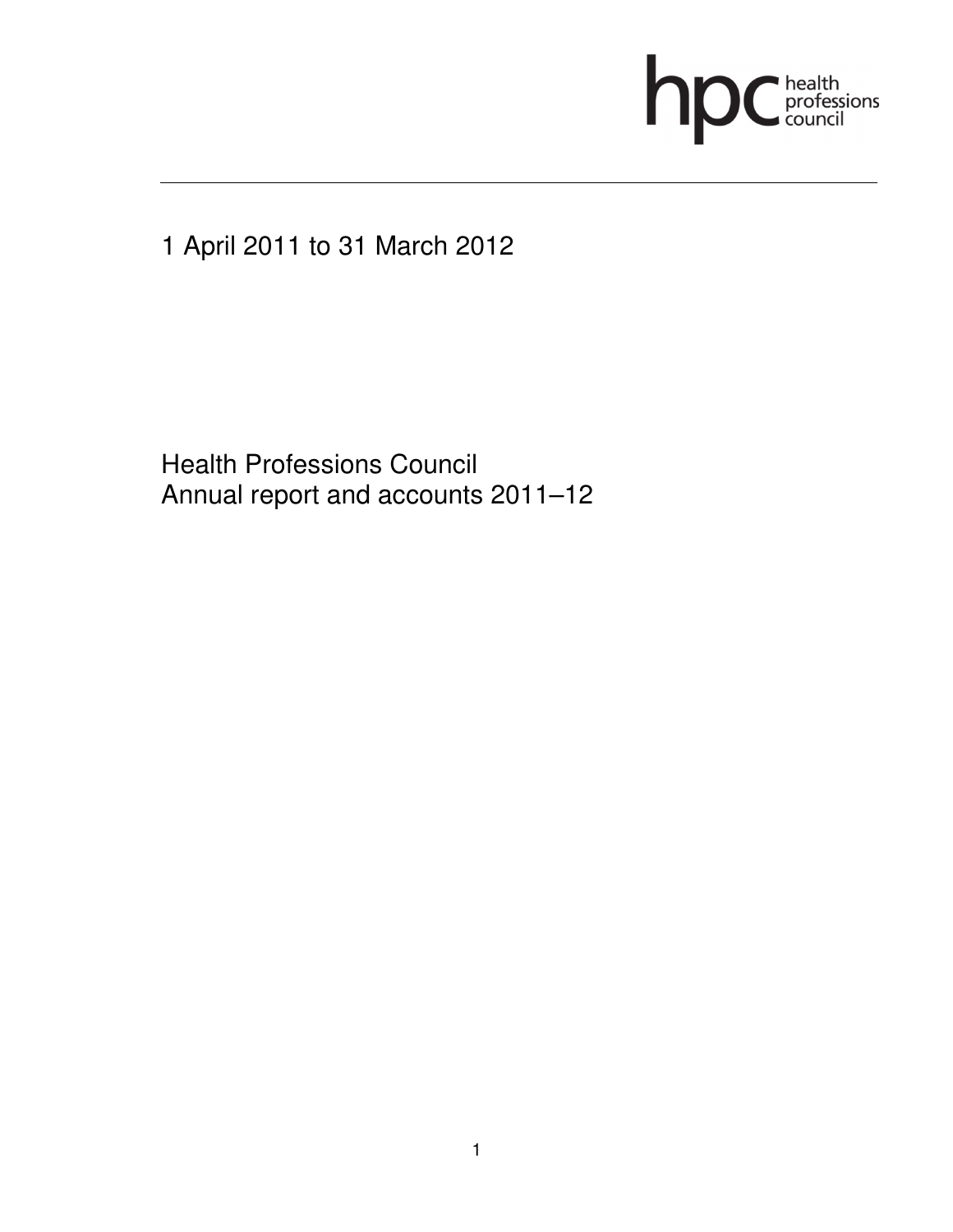hpc health professions council

1 April 2011 to 31 March 2012

# Health Professions Council
# Annual report and accounts 2011–12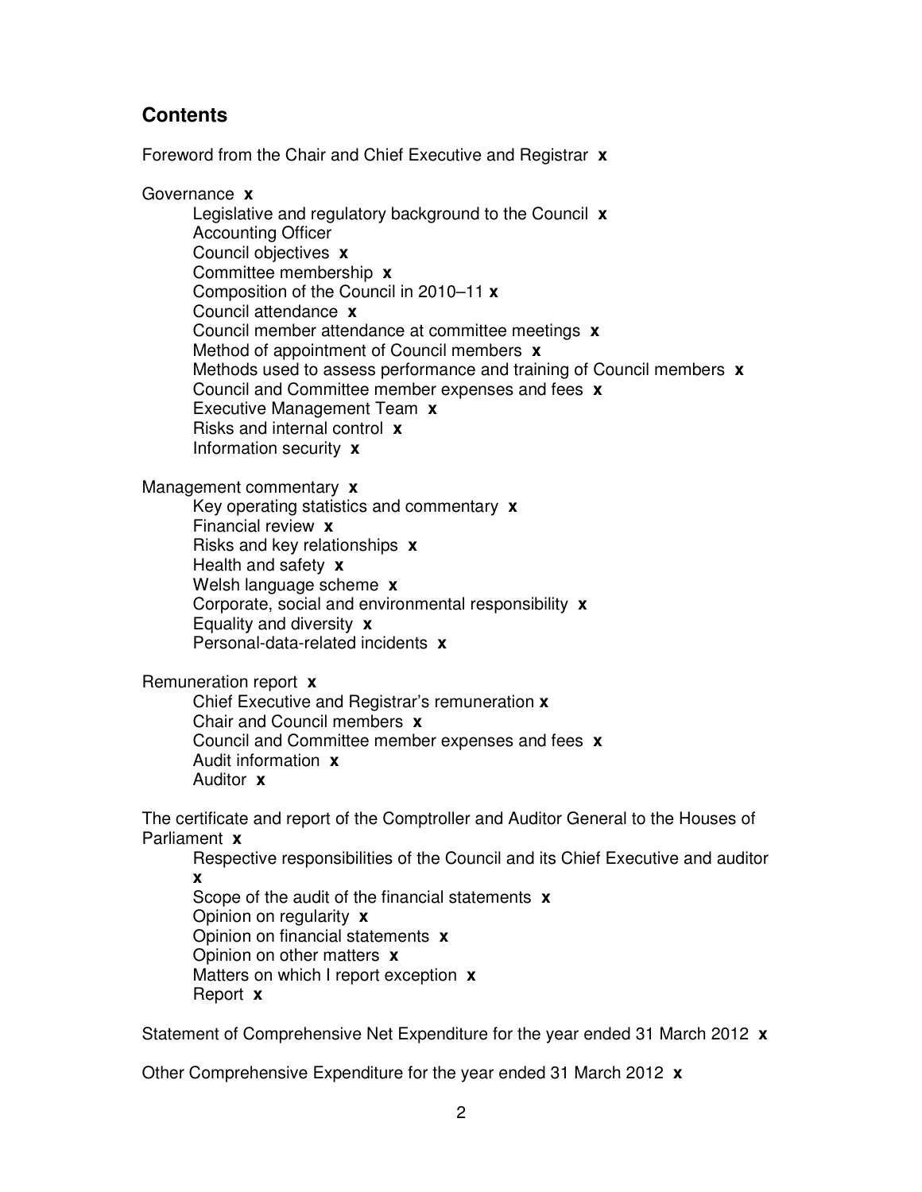## Contents

Foreword from the Chair and Chief Executive and Registrar **x**

Governance **x**

- Legislative and regulatory background to the Council **x**
- Accounting Officer
- Council objectives **x**
- Committee membership **x**
- Composition of the Council in 2010–11 **x**
- Council attendance **x**
- Council member attendance at committee meetings **x**
- Method of appointment of Council members **x**
- Methods used to assess performance and training of Council members **x**
- Council and Committee member expenses and fees **x**
- Executive Management Team **x**
- Risks and internal control **x**
- Information security **x**

Management commentary **x**

- Key operating statistics and commentary **x**
- Financial review **x**
- Risks and key relationships **x**
- Health and safety **x**
- Welsh language scheme **x**
- Corporate, social and environmental responsibility **x**
- Equality and diversity **x**
- Personal-data-related incidents **x**

Remuneration report **x**

- Chief Executive and Registrar's remuneration **x**
- Chair and Council members **x**
- Council and Committee member expenses and fees **x**
- Audit information **x**
- Auditor **x**

The certificate and report of the Comptroller and Auditor General to the Houses of Parliament **x**

- Respective responsibilities of the Council and its Chief Executive and auditor **x**
- Scope of the audit of the financial statements **x**
- Opinion on regularity **x**
- Opinion on financial statements **x**
- Opinion on other matters **x**
- Matters on which I report exception **x**
- Report **x**

Statement of Comprehensive Net Expenditure for the year ended 31 March 2012 **x**

Other Comprehensive Expenditure for the year ended 31 March 2012 **x**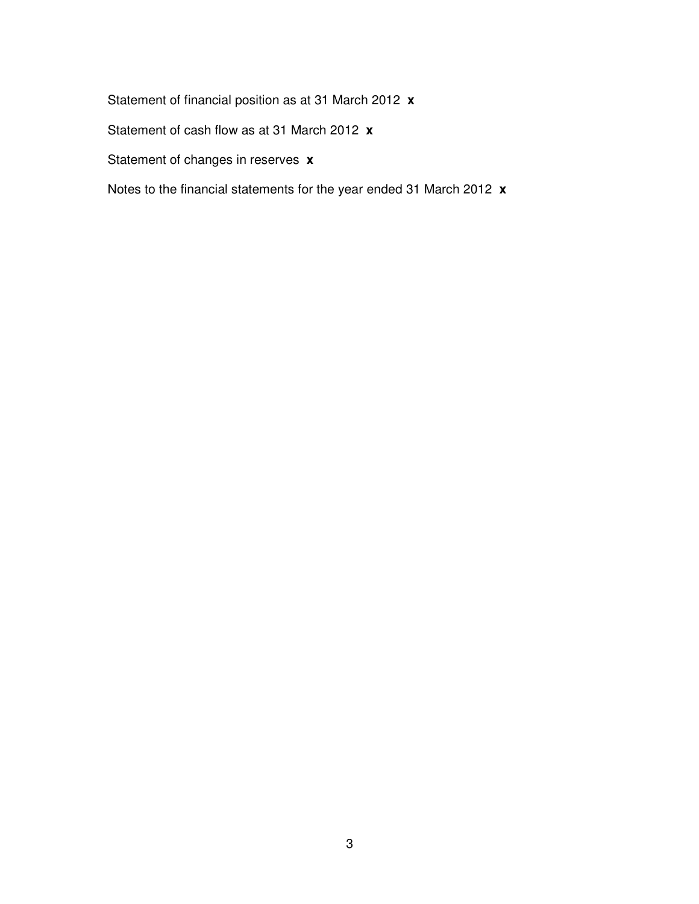Statement of financial position as at 31 March 2012 **x**

Statement of cash flow as at 31 March 2012 **x**

Statement of changes in reserves **x**

Notes to the financial statements for the year ended 31 March 2012 **x**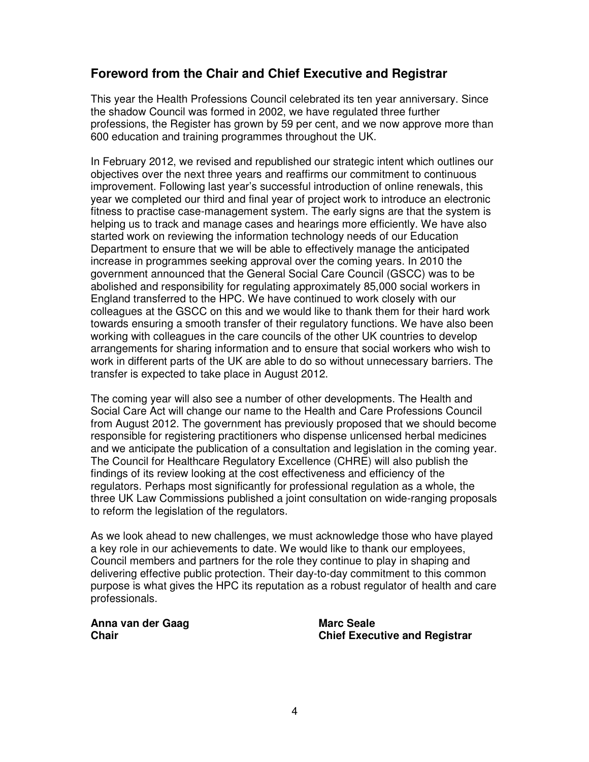## Foreword from the Chair and Chief Executive and Registrar

This year the Health Professions Council celebrated its ten year anniversary. Since the shadow Council was formed in 2002, we have regulated three further professions, the Register has grown by 59 per cent, and we now approve more than 600 education and training programmes throughout the UK.

In February 2012, we revised and republished our strategic intent which outlines our objectives over the next three years and reaffirms our commitment to continuous improvement. Following last year's successful introduction of online renewals, this year we completed our third and final year of project work to introduce an electronic fitness to practise case-management system. The early signs are that the system is helping us to track and manage cases and hearings more efficiently. We have also started work on reviewing the information technology needs of our Education Department to ensure that we will be able to effectively manage the anticipated increase in programmes seeking approval over the coming years. In 2010 the government announced that the General Social Care Council (GSCC) was to be abolished and responsibility for regulating approximately 85,000 social workers in England transferred to the HPC. We have continued to work closely with our colleagues at the GSCC on this and we would like to thank them for their hard work towards ensuring a smooth transfer of their regulatory functions. We have also been working with colleagues in the care councils of the other UK countries to develop arrangements for sharing information and to ensure that social workers who wish to work in different parts of the UK are able to do so without unnecessary barriers. The transfer is expected to take place in August 2012.

The coming year will also see a number of other developments. The Health and Social Care Act will change our name to the Health and Care Professions Council from August 2012. The government has previously proposed that we should become responsible for registering practitioners who dispense unlicensed herbal medicines and we anticipate the publication of a consultation and legislation in the coming year. The Council for Healthcare Regulatory Excellence (CHRE) will also publish the findings of its review looking at the cost effectiveness and efficiency of the regulators. Perhaps most significantly for professional regulation as a whole, the three UK Law Commissions published a joint consultation on wide-ranging proposals to reform the legislation of the regulators.

As we look ahead to new challenges, we must acknowledge those who have played a key role in our achievements to date. We would like to thank our employees, Council members and partners for the role they continue to play in shaping and delivering effective public protection. Their day-to-day commitment to this common purpose is what gives the HPC its reputation as a robust regulator of health and care professionals.

**Anna van der Gaag**
**Chair**

**Marc Seale**
**Chief Executive and Registrar**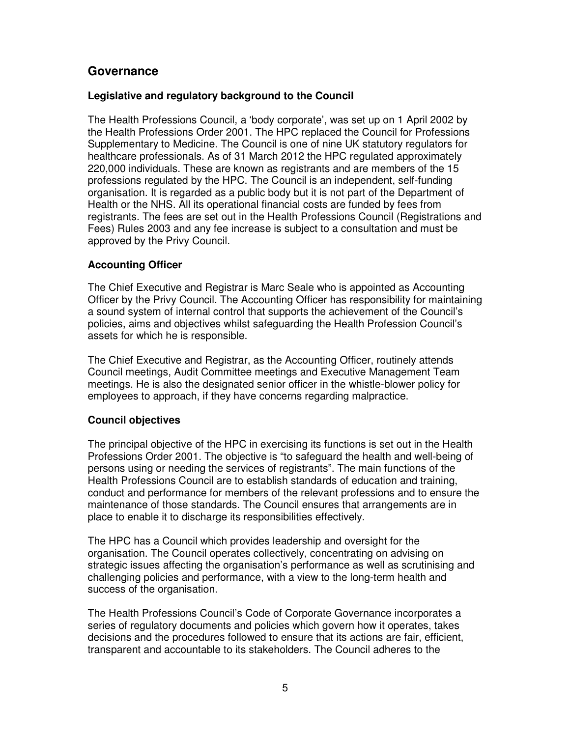## Governance

### Legislative and regulatory background to the Council

The Health Professions Council, a 'body corporate', was set up on 1 April 2002 by the Health Professions Order 2001. The HPC replaced the Council for Professions Supplementary to Medicine. The Council is one of nine UK statutory regulators for healthcare professionals. As of 31 March 2012 the HPC regulated approximately 220,000 individuals. These are known as registrants and are members of the 15 professions regulated by the HPC. The Council is an independent, self-funding organisation. It is regarded as a public body but it is not part of the Department of Health or the NHS. All its operational financial costs are funded by fees from registrants. The fees are set out in the Health Professions Council (Registrations and Fees) Rules 2003 and any fee increase is subject to a consultation and must be approved by the Privy Council.

### Accounting Officer

The Chief Executive and Registrar is Marc Seale who is appointed as Accounting Officer by the Privy Council. The Accounting Officer has responsibility for maintaining a sound system of internal control that supports the achievement of the Council's policies, aims and objectives whilst safeguarding the Health Profession Council's assets for which he is responsible.

The Chief Executive and Registrar, as the Accounting Officer, routinely attends Council meetings, Audit Committee meetings and Executive Management Team meetings. He is also the designated senior officer in the whistle-blower policy for employees to approach, if they have concerns regarding malpractice.

### Council objectives

The principal objective of the HPC in exercising its functions is set out in the Health Professions Order 2001. The objective is "to safeguard the health and well-being of persons using or needing the services of registrants". The main functions of the Health Professions Council are to establish standards of education and training, conduct and performance for members of the relevant professions and to ensure the maintenance of those standards. The Council ensures that arrangements are in place to enable it to discharge its responsibilities effectively.

The HPC has a Council which provides leadership and oversight for the organisation. The Council operates collectively, concentrating on advising on strategic issues affecting the organisation's performance as well as scrutinising and challenging policies and performance, with a view to the long-term health and success of the organisation.

The Health Professions Council's Code of Corporate Governance incorporates a series of regulatory documents and policies which govern how it operates, takes decisions and the procedures followed to ensure that its actions are fair, efficient, transparent and accountable to its stakeholders. The Council adheres to the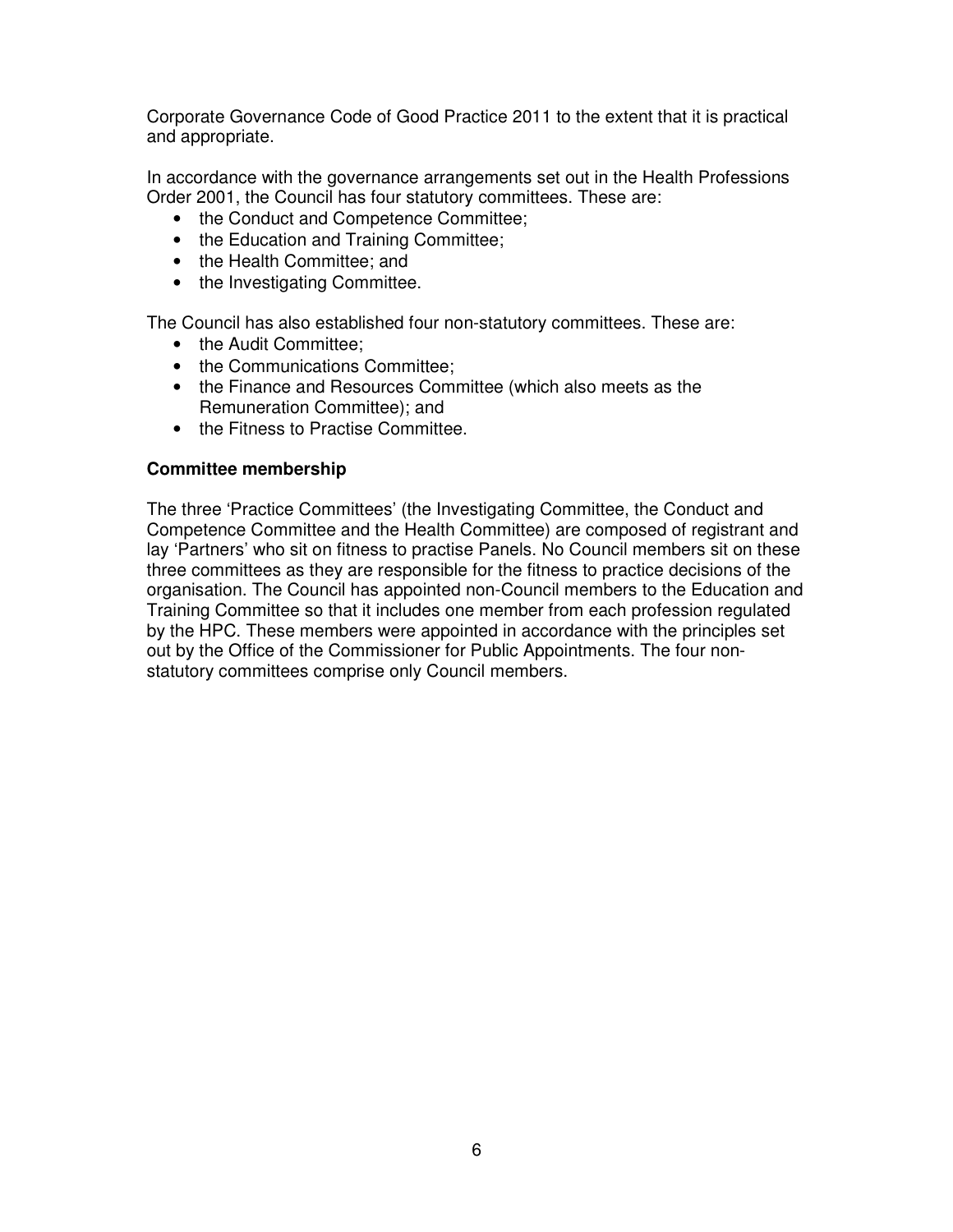Corporate Governance Code of Good Practice 2011 to the extent that it is practical and appropriate.

In accordance with the governance arrangements set out in the Health Professions Order 2001, the Council has four statutory committees. These are:

- the Conduct and Competence Committee;
- the Education and Training Committee;
- the Health Committee; and
- the Investigating Committee.

The Council has also established four non-statutory committees. These are:

- the Audit Committee;
- the Communications Committee;
- the Finance and Resources Committee (which also meets as the Remuneration Committee); and
- the Fitness to Practise Committee.

**Committee membership**

The three 'Practice Committees' (the Investigating Committee, the Conduct and Competence Committee and the Health Committee) are composed of registrant and lay 'Partners' who sit on fitness to practise Panels. No Council members sit on these three committees as they are responsible for the fitness to practice decisions of the organisation. The Council has appointed non-Council members to the Education and Training Committee so that it includes one member from each profession regulated by the HPC. These members were appointed in accordance with the principles set out by the Office of the Commissioner for Public Appointments. The four non-statutory committees comprise only Council members.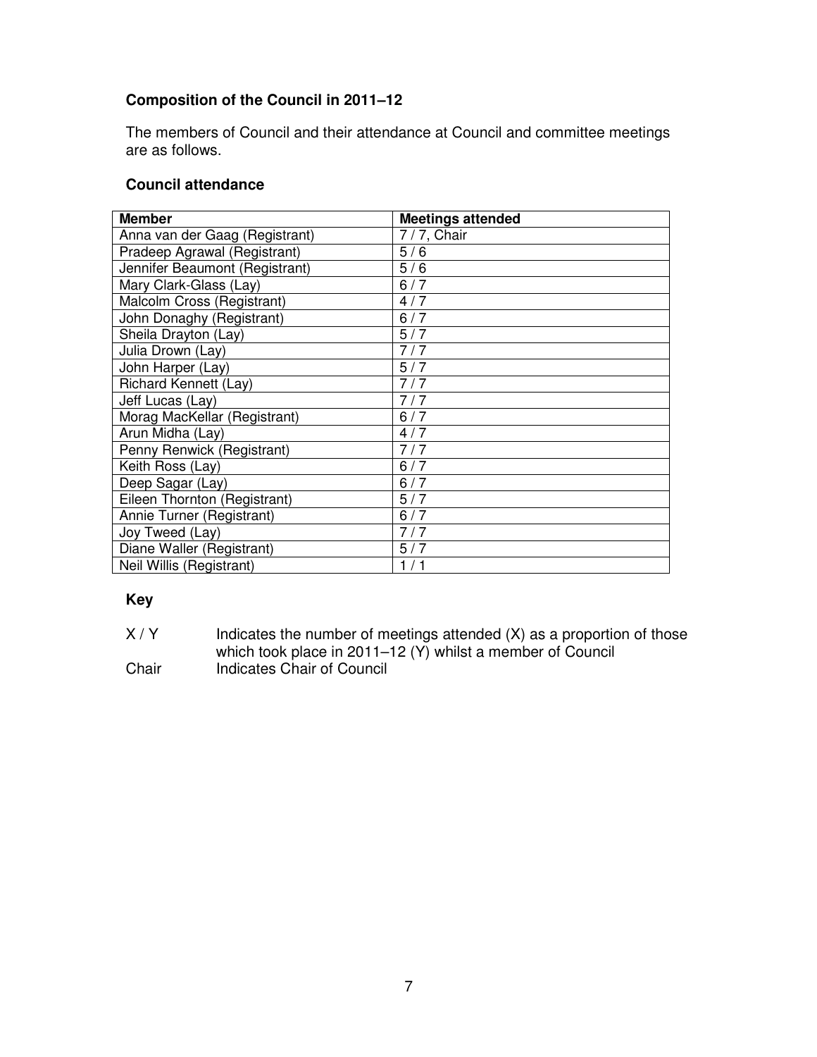**Composition of the Council in 2011–12**

The members of Council and their attendance at Council and committee meetings are as follows.

**Council attendance**

| Member | Meetings attended |
|---|---|
| Anna van der Gaag (Registrant) | 7 / 7, Chair |
| Pradeep Agrawal (Registrant) | 5 / 6 |
| Jennifer Beaumont (Registrant) | 5 / 6 |
| Mary Clark-Glass (Lay) | 6 / 7 |
| Malcolm Cross (Registrant) | 4 / 7 |
| John Donaghy (Registrant) | 6 / 7 |
| Sheila Drayton (Lay) | 5 / 7 |
| Julia Drown (Lay) | 7 / 7 |
| John Harper (Lay) | 5 / 7 |
| Richard Kennett (Lay) | 7 / 7 |
| Jeff Lucas (Lay) | 7 / 7 |
| Morag MacKellar (Registrant) | 6 / 7 |
| Arun Midha (Lay) | 4 / 7 |
| Penny Renwick (Registrant) | 7 / 7 |
| Keith Ross (Lay) | 6 / 7 |
| Deep Sagar (Lay) | 6 / 7 |
| Eileen Thornton (Registrant) | 5 / 7 |
| Annie Turner (Registrant) | 6 / 7 |
| Joy Tweed (Lay) | 7 / 7 |
| Diane Waller (Registrant) | 5 / 7 |
| Neil Willis (Registrant) | 1 / 1 |

**Key**

X / Y Indicates the number of meetings attended (X) as a proportion of those which took place in 2011–12 (Y) whilst a member of Council

Chair Indicates Chair of Council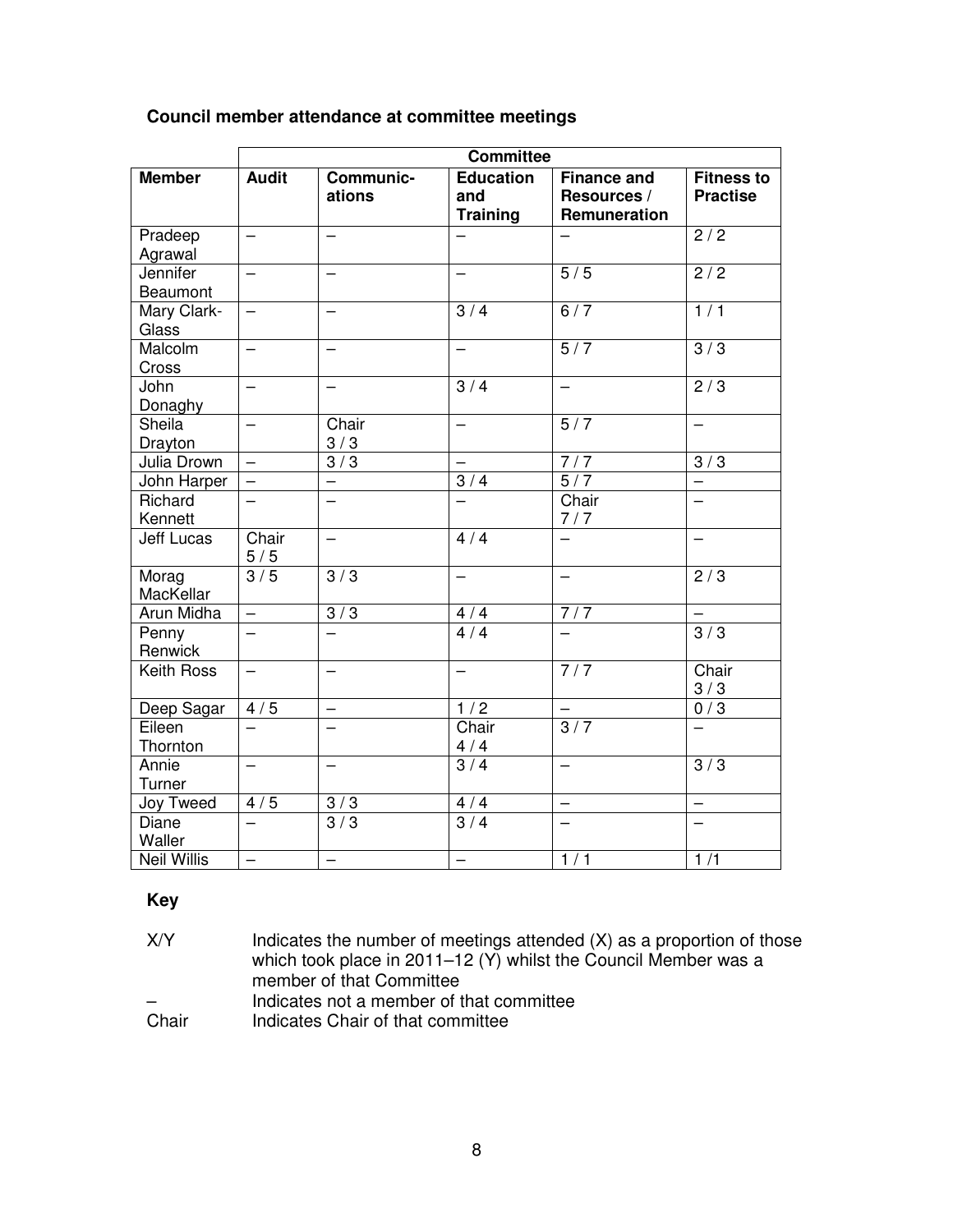**Council member attendance at committee meetings**

| | Committee | | | | |
|---|---|---|---|---|---|
| **Member** | **Audit** | **Communic-ations** | **Education and Training** | **Finance and Resources / Remuneration** | **Fitness to Practise** |
| Pradeep Agrawal | – | – | – | – | 2 / 2 |
| Jennifer Beaumont | – | – | – | 5 / 5 | 2 / 2 |
| Mary Clark-Glass | – | – | 3 / 4 | 6 / 7 | 1 / 1 |
| Malcolm Cross | – | – | – | 5 / 7 | 3 / 3 |
| John Donaghy | – | – | 3 / 4 | – | 2 / 3 |
| Sheila Drayton | – | Chair 3 / 3 | – | 5 / 7 | – |
| Julia Drown | – | 3 / 3 | – | 7 / 7 | 3 / 3 |
| John Harper | – | – | 3 / 4 | 5 / 7 | – |
| Richard Kennett | – | – | – | Chair 7 / 7 | – |
| Jeff Lucas | Chair 5 / 5 | – | 4 / 4 | – | – |
| Morag MacKellar | 3 / 5 | 3 / 3 | – | – | 2 / 3 |
| Arun Midha | – | 3 / 3 | 4 / 4 | 7 / 7 | – |
| Penny Renwick | – | – | 4 / 4 | – | 3 / 3 |
| Keith Ross | – | – | – | 7 / 7 | Chair 3 / 3 |
| Deep Sagar | 4 / 5 | – | 1 / 2 | – | 0 / 3 |
| Eileen Thornton | – | – | Chair 4 / 4 | 3 / 7 | – |
| Annie Turner | – | – | 3 / 4 | – | 3 / 3 |
| Joy Tweed | 4 / 5 | 3 / 3 | 4 / 4 | – | – |
| Diane Waller | – | 3 / 3 | 3 / 4 | – | – |
| Neil Willis | – | – | – | 1 / 1 | 1 /1 |

**Key**

| | |
|---|---|
| X/Y | Indicates the number of meetings attended (X) as a proportion of those which took place in 2011–12 (Y) whilst the Council Member was a member of that Committee |
| – | Indicates not a member of that committee |
| Chair | Indicates Chair of that committee |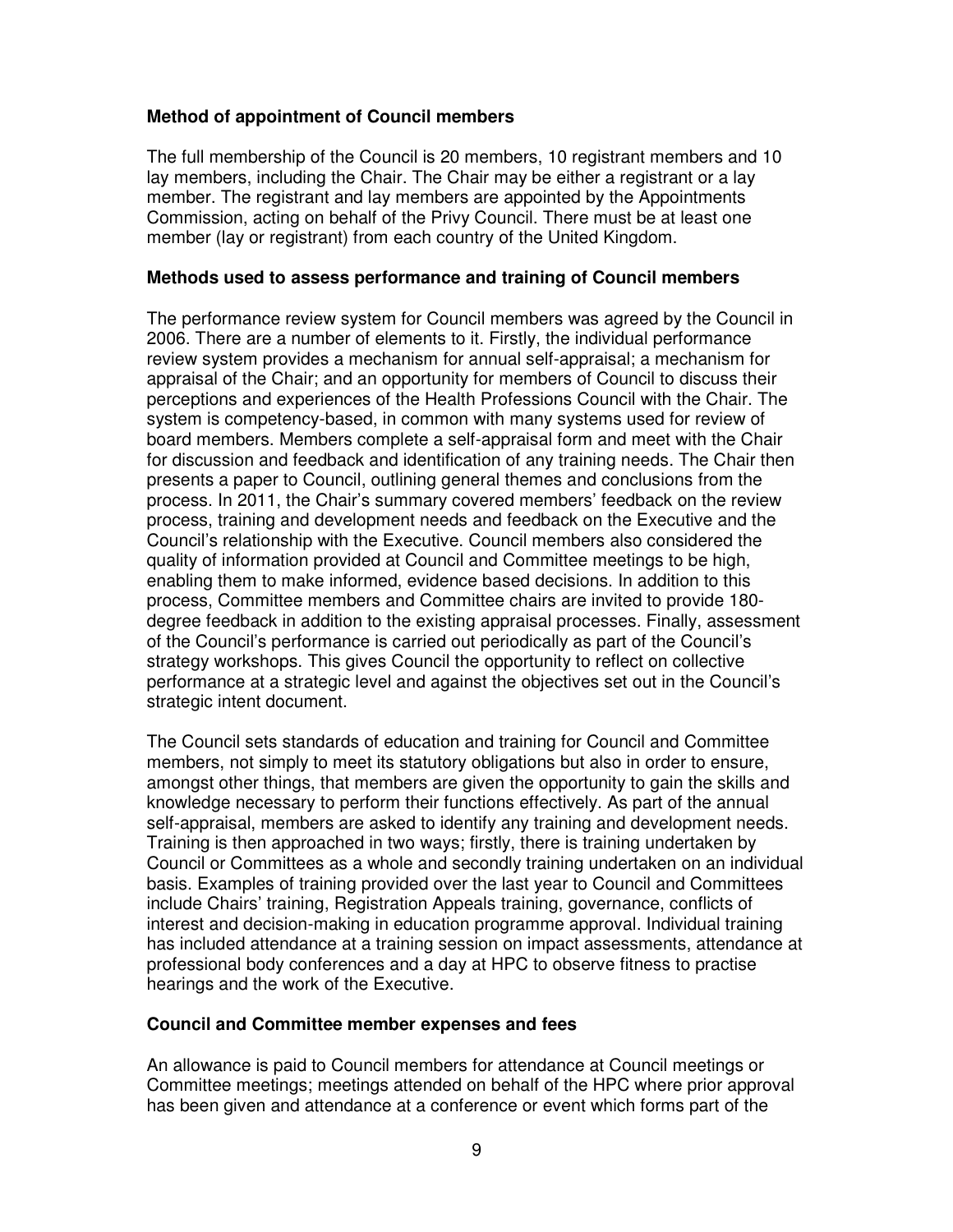**Method of appointment of Council members**

The full membership of the Council is 20 members, 10 registrant members and 10 lay members, including the Chair. The Chair may be either a registrant or a lay member. The registrant and lay members are appointed by the Appointments Commission, acting on behalf of the Privy Council. There must be at least one member (lay or registrant) from each country of the United Kingdom.

**Methods used to assess performance and training of Council members**

The performance review system for Council members was agreed by the Council in 2006. There are a number of elements to it. Firstly, the individual performance review system provides a mechanism for annual self-appraisal; a mechanism for appraisal of the Chair; and an opportunity for members of Council to discuss their perceptions and experiences of the Health Professions Council with the Chair. The system is competency-based, in common with many systems used for review of board members. Members complete a self-appraisal form and meet with the Chair for discussion and feedback and identification of any training needs. The Chair then presents a paper to Council, outlining general themes and conclusions from the process. In 2011, the Chair's summary covered members' feedback on the review process, training and development needs and feedback on the Executive and the Council's relationship with the Executive. Council members also considered the quality of information provided at Council and Committee meetings to be high, enabling them to make informed, evidence based decisions. In addition to this process, Committee members and Committee chairs are invited to provide 180-degree feedback in addition to the existing appraisal processes. Finally, assessment of the Council's performance is carried out periodically as part of the Council's strategy workshops. This gives Council the opportunity to reflect on collective performance at a strategic level and against the objectives set out in the Council's strategic intent document.

The Council sets standards of education and training for Council and Committee members, not simply to meet its statutory obligations but also in order to ensure, amongst other things, that members are given the opportunity to gain the skills and knowledge necessary to perform their functions effectively. As part of the annual self-appraisal, members are asked to identify any training and development needs. Training is then approached in two ways; firstly, there is training undertaken by Council or Committees as a whole and secondly training undertaken on an individual basis. Examples of training provided over the last year to Council and Committees include Chairs' training, Registration Appeals training, governance, conflicts of interest and decision-making in education programme approval. Individual training has included attendance at a training session on impact assessments, attendance at professional body conferences and a day at HPC to observe fitness to practise hearings and the work of the Executive.

**Council and Committee member expenses and fees**

An allowance is paid to Council members for attendance at Council meetings or Committee meetings; meetings attended on behalf of the HPC where prior approval has been given and attendance at a conference or event which forms part of the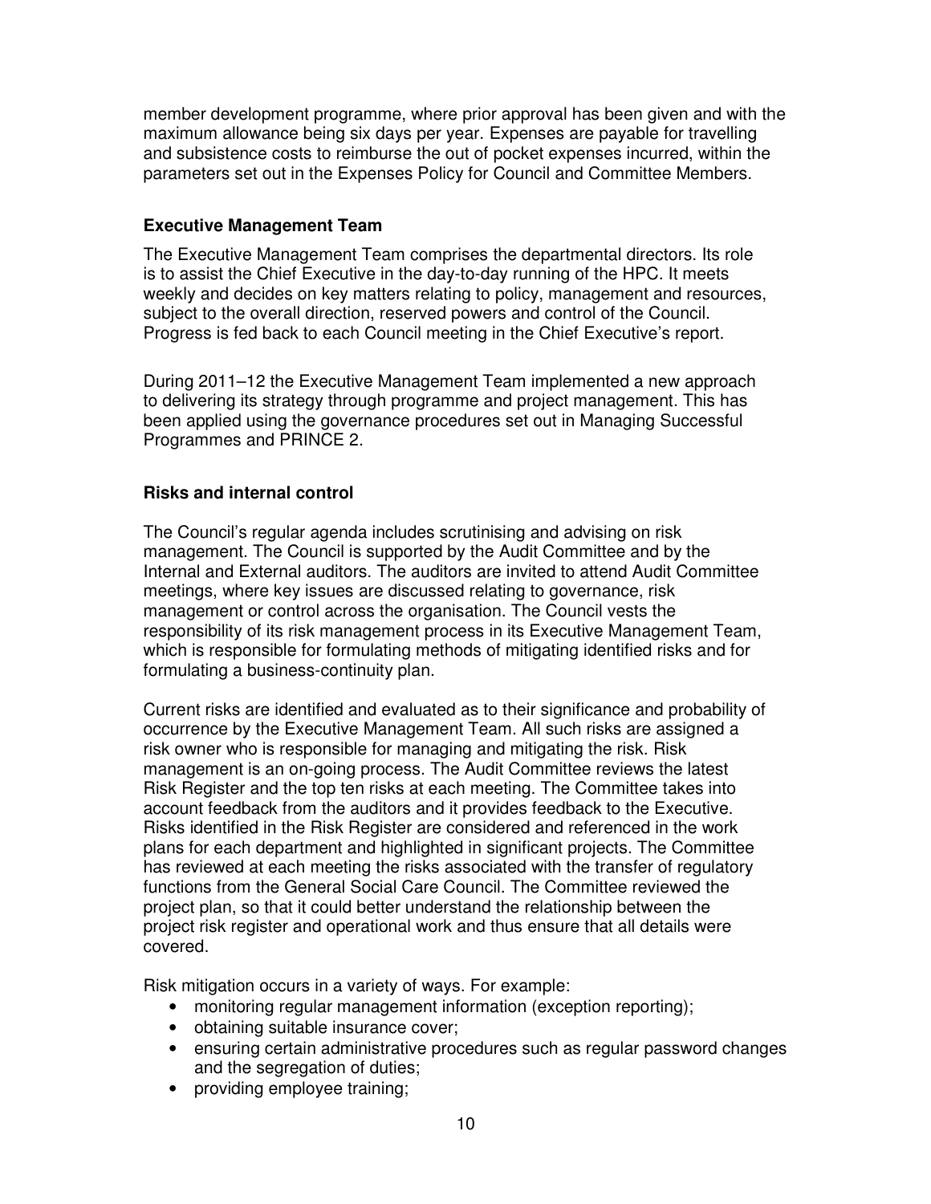member development programme, where prior approval has been given and with the maximum allowance being six days per year. Expenses are payable for travelling and subsistence costs to reimburse the out of pocket expenses incurred, within the parameters set out in the Expenses Policy for Council and Committee Members.

**Executive Management Team**

The Executive Management Team comprises the departmental directors. Its role is to assist the Chief Executive in the day-to-day running of the HPC. It meets weekly and decides on key matters relating to policy, management and resources, subject to the overall direction, reserved powers and control of the Council. Progress is fed back to each Council meeting in the Chief Executive's report.

During 2011–12 the Executive Management Team implemented a new approach to delivering its strategy through programme and project management. This has been applied using the governance procedures set out in Managing Successful Programmes and PRINCE 2.

**Risks and internal control**

The Council's regular agenda includes scrutinising and advising on risk management. The Council is supported by the Audit Committee and by the Internal and External auditors. The auditors are invited to attend Audit Committee meetings, where key issues are discussed relating to governance, risk management or control across the organisation. The Council vests the responsibility of its risk management process in its Executive Management Team, which is responsible for formulating methods of mitigating identified risks and for formulating a business-continuity plan.

Current risks are identified and evaluated as to their significance and probability of occurrence by the Executive Management Team. All such risks are assigned a risk owner who is responsible for managing and mitigating the risk. Risk management is an on-going process. The Audit Committee reviews the latest Risk Register and the top ten risks at each meeting. The Committee takes into account feedback from the auditors and it provides feedback to the Executive. Risks identified in the Risk Register are considered and referenced in the work plans for each department and highlighted in significant projects. The Committee has reviewed at each meeting the risks associated with the transfer of regulatory functions from the General Social Care Council. The Committee reviewed the project plan, so that it could better understand the relationship between the project risk register and operational work and thus ensure that all details were covered.

Risk mitigation occurs in a variety of ways. For example:

- monitoring regular management information (exception reporting);
- obtaining suitable insurance cover;
- ensuring certain administrative procedures such as regular password changes and the segregation of duties;
- providing employee training;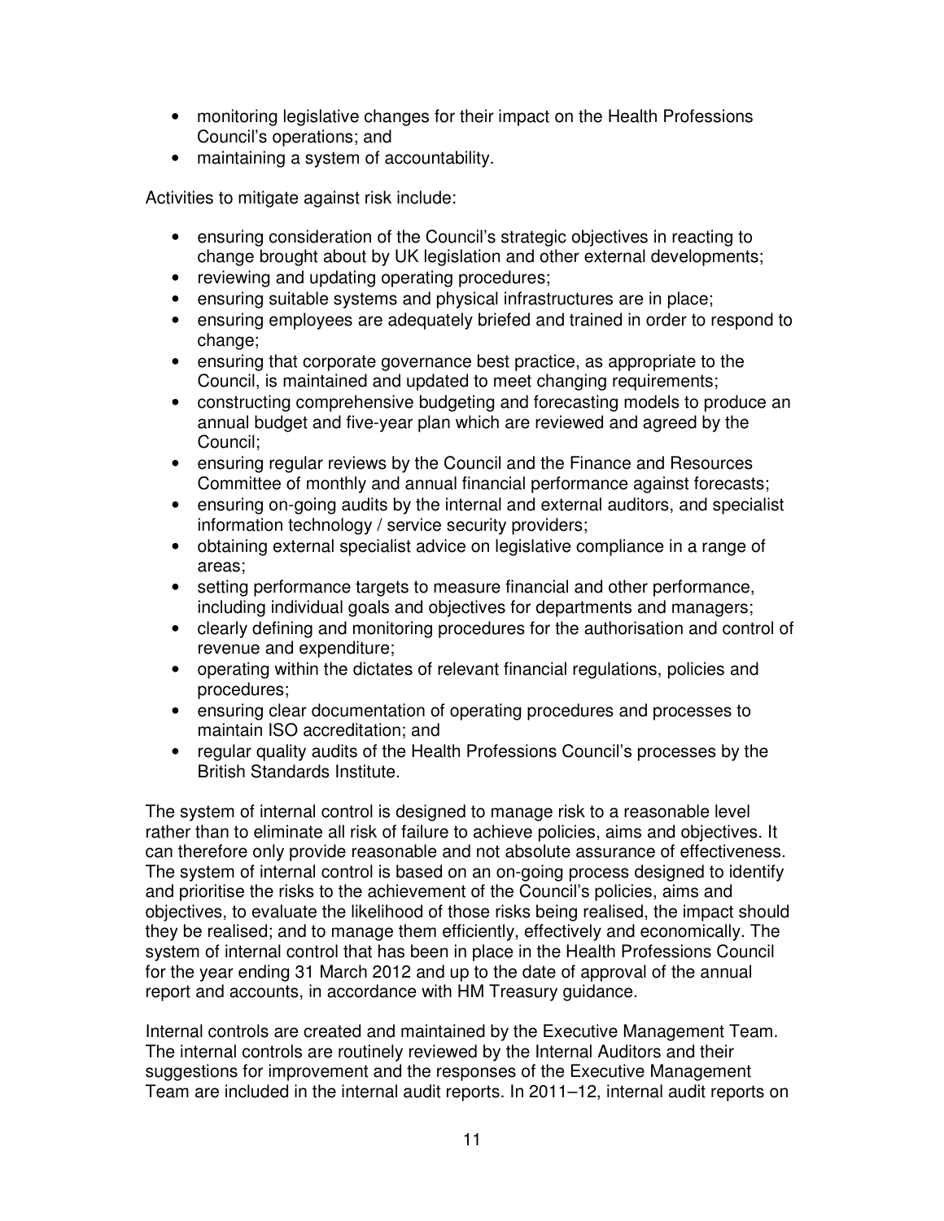- monitoring legislative changes for their impact on the Health Professions Council's operations; and
- maintaining a system of accountability.

Activities to mitigate against risk include:

- ensuring consideration of the Council's strategic objectives in reacting to change brought about by UK legislation and other external developments;
- reviewing and updating operating procedures;
- ensuring suitable systems and physical infrastructures are in place;
- ensuring employees are adequately briefed and trained in order to respond to change;
- ensuring that corporate governance best practice, as appropriate to the Council, is maintained and updated to meet changing requirements;
- constructing comprehensive budgeting and forecasting models to produce an annual budget and five-year plan which are reviewed and agreed by the Council;
- ensuring regular reviews by the Council and the Finance and Resources Committee of monthly and annual financial performance against forecasts;
- ensuring on-going audits by the internal and external auditors, and specialist information technology / service security providers;
- obtaining external specialist advice on legislative compliance in a range of areas;
- setting performance targets to measure financial and other performance, including individual goals and objectives for departments and managers;
- clearly defining and monitoring procedures for the authorisation and control of revenue and expenditure;
- operating within the dictates of relevant financial regulations, policies and procedures;
- ensuring clear documentation of operating procedures and processes to maintain ISO accreditation; and
- regular quality audits of the Health Professions Council's processes by the British Standards Institute.

The system of internal control is designed to manage risk to a reasonable level rather than to eliminate all risk of failure to achieve policies, aims and objectives. It can therefore only provide reasonable and not absolute assurance of effectiveness. The system of internal control is based on an on-going process designed to identify and prioritise the risks to the achievement of the Council's policies, aims and objectives, to evaluate the likelihood of those risks being realised, the impact should they be realised; and to manage them efficiently, effectively and economically. The system of internal control that has been in place in the Health Professions Council for the year ending 31 March 2012 and up to the date of approval of the annual report and accounts, in accordance with HM Treasury guidance.

Internal controls are created and maintained by the Executive Management Team. The internal controls are routinely reviewed by the Internal Auditors and their suggestions for improvement and the responses of the Executive Management Team are included in the internal audit reports. In 2011–12, internal audit reports on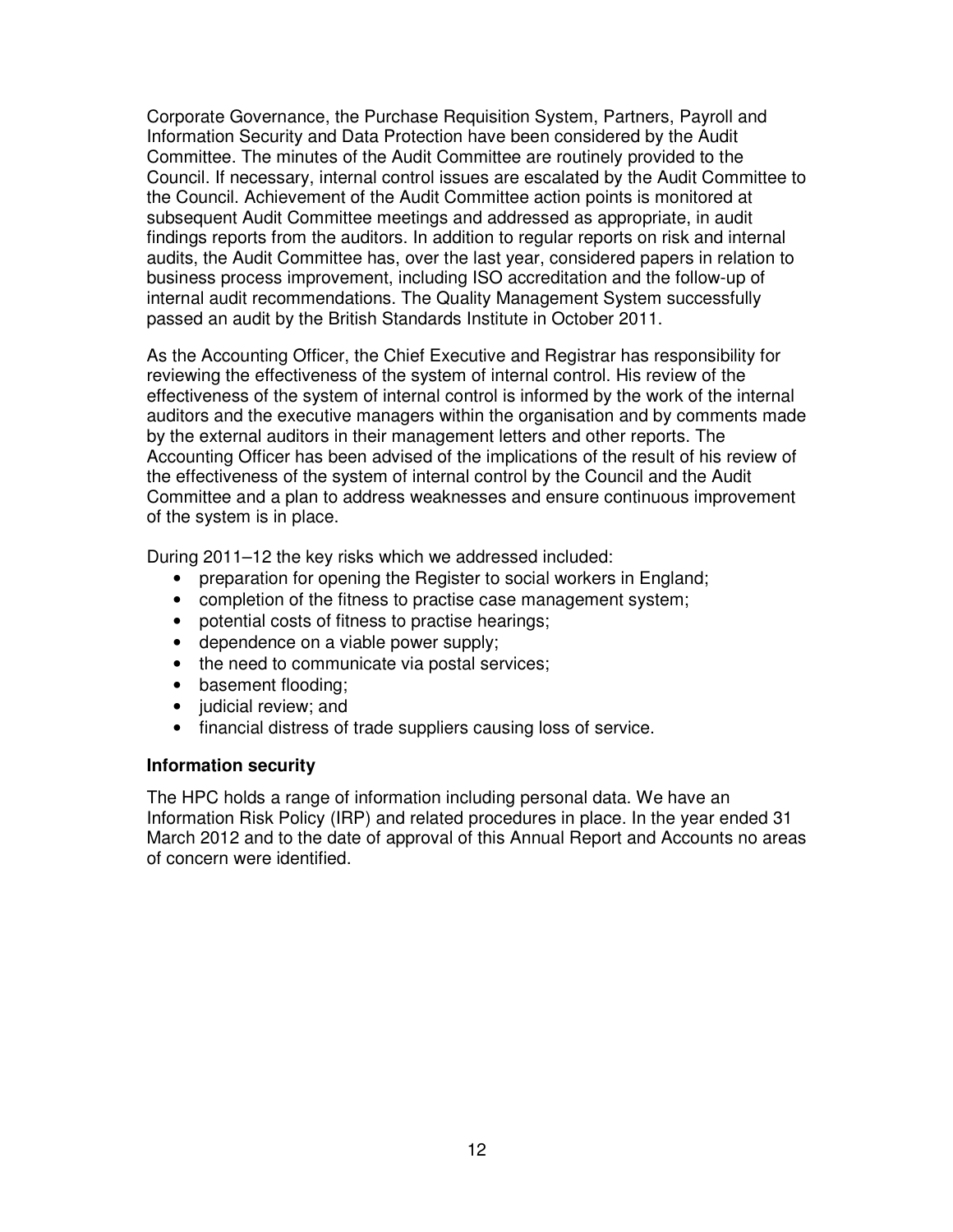Corporate Governance, the Purchase Requisition System, Partners, Payroll and Information Security and Data Protection have been considered by the Audit Committee. The minutes of the Audit Committee are routinely provided to the Council. If necessary, internal control issues are escalated by the Audit Committee to the Council. Achievement of the Audit Committee action points is monitored at subsequent Audit Committee meetings and addressed as appropriate, in audit findings reports from the auditors. In addition to regular reports on risk and internal audits, the Audit Committee has, over the last year, considered papers in relation to business process improvement, including ISO accreditation and the follow-up of internal audit recommendations. The Quality Management System successfully passed an audit by the British Standards Institute in October 2011.

As the Accounting Officer, the Chief Executive and Registrar has responsibility for reviewing the effectiveness of the system of internal control. His review of the effectiveness of the system of internal control is informed by the work of the internal auditors and the executive managers within the organisation and by comments made by the external auditors in their management letters and other reports. The Accounting Officer has been advised of the implications of the result of his review of the effectiveness of the system of internal control by the Council and the Audit Committee and a plan to address weaknesses and ensure continuous improvement of the system is in place.

During 2011–12 the key risks which we addressed included:

- preparation for opening the Register to social workers in England;
- completion of the fitness to practise case management system;
- potential costs of fitness to practise hearings;
- dependence on a viable power supply;
- the need to communicate via postal services;
- basement flooding;
- judicial review; and
- financial distress of trade suppliers causing loss of service.

**Information security**

The HPC holds a range of information including personal data. We have an Information Risk Policy (IRP) and related procedures in place. In the year ended 31 March 2012 and to the date of approval of this Annual Report and Accounts no areas of concern were identified.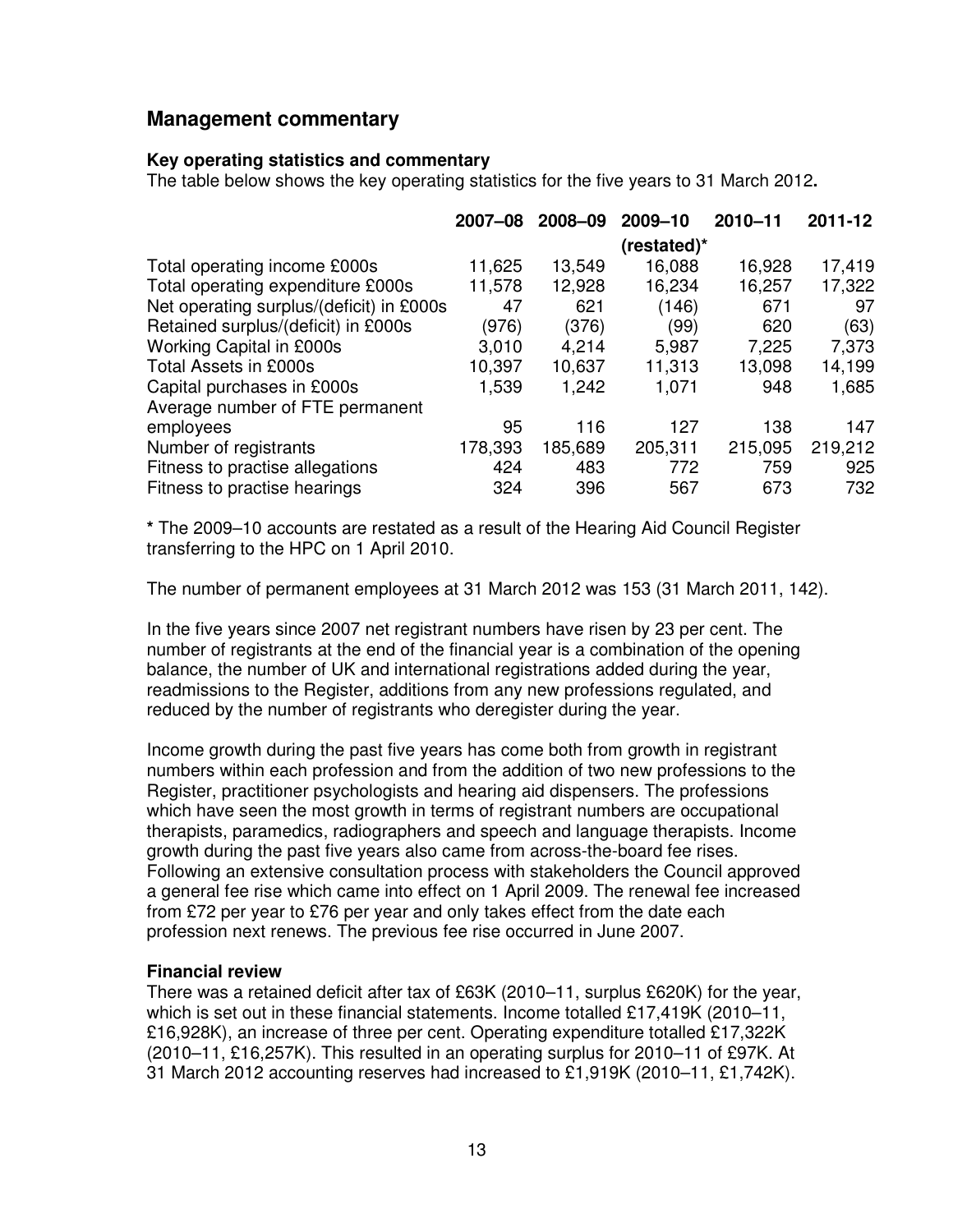## Management commentary

### Key operating statistics and commentary

The table below shows the key operating statistics for the five years to 31 March 2012**.**

| | 2007–08 | 2008–09 | 2009–10 (restated)* | 2010–11 | 2011-12 |
|---|---|---|---|---|---|
| Total operating income £000s | 11,625 | 13,549 | 16,088 | 16,928 | 17,419 |
| Total operating expenditure £000s | 11,578 | 12,928 | 16,234 | 16,257 | 17,322 |
| Net operating surplus/(deficit) in £000s | 47 | 621 | (146) | 671 | 97 |
| Retained surplus/(deficit) in £000s | (976) | (376) | (99) | 620 | (63) |
| Working Capital in £000s | 3,010 | 4,214 | 5,987 | 7,225 | 7,373 |
| Total Assets in £000s | 10,397 | 10,637 | 11,313 | 13,098 | 14,199 |
| Capital purchases in £000s | 1,539 | 1,242 | 1,071 | 948 | 1,685 |
| Average number of FTE permanent employees | 95 | 116 | 127 | 138 | 147 |
| Number of registrants | 178,393 | 185,689 | 205,311 | 215,095 | 219,212 |
| Fitness to practise allegations | 424 | 483 | 772 | 759 | 925 |
| Fitness to practise hearings | 324 | 396 | 567 | 673 | 732 |

**\*** The 2009–10 accounts are restated as a result of the Hearing Aid Council Register transferring to the HPC on 1 April 2010.

The number of permanent employees at 31 March 2012 was 153 (31 March 2011, 142).

In the five years since 2007 net registrant numbers have risen by 23 per cent. The number of registrants at the end of the financial year is a combination of the opening balance, the number of UK and international registrations added during the year, readmissions to the Register, additions from any new professions regulated, and reduced by the number of registrants who deregister during the year.

Income growth during the past five years has come both from growth in registrant numbers within each profession and from the addition of two new professions to the Register, practitioner psychologists and hearing aid dispensers. The professions which have seen the most growth in terms of registrant numbers are occupational therapists, paramedics, radiographers and speech and language therapists. Income growth during the past five years also came from across-the-board fee rises. Following an extensive consultation process with stakeholders the Council approved a general fee rise which came into effect on 1 April 2009. The renewal fee increased from £72 per year to £76 per year and only takes effect from the date each profession next renews. The previous fee rise occurred in June 2007.

### Financial review

There was a retained deficit after tax of £63K (2010–11, surplus £620K) for the year, which is set out in these financial statements. Income totalled £17,419K (2010–11, £16,928K), an increase of three per cent. Operating expenditure totalled £17,322K (2010–11, £16,257K). This resulted in an operating surplus for 2010–11 of £97K. At 31 March 2012 accounting reserves had increased to £1,919K (2010–11, £1,742K).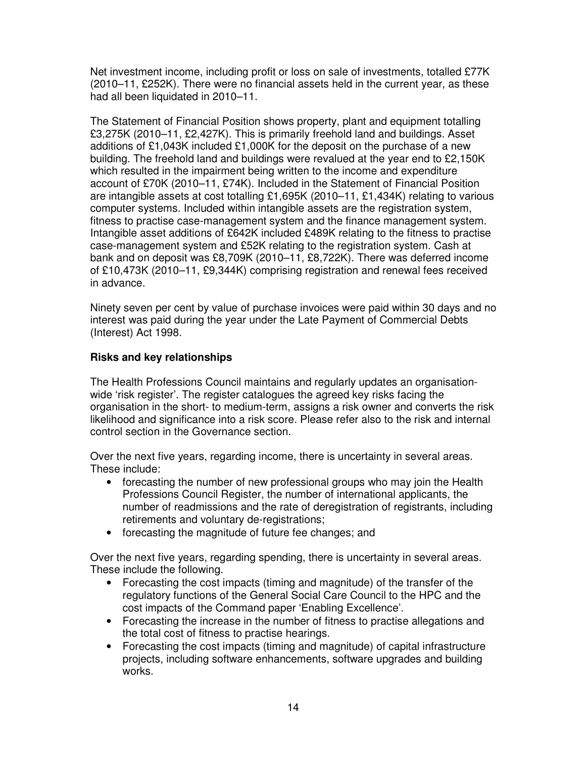Net investment income, including profit or loss on sale of investments, totalled £77K (2010–11, £252K). There were no financial assets held in the current year, as these had all been liquidated in 2010–11.

The Statement of Financial Position shows property, plant and equipment totalling £3,275K (2010–11, £2,427K). This is primarily freehold land and buildings. Asset additions of £1,043K included £1,000K for the deposit on the purchase of a new building. The freehold land and buildings were revalued at the year end to £2,150K which resulted in the impairment being written to the income and expenditure account of £70K (2010–11, £74K). Included in the Statement of Financial Position are intangible assets at cost totalling £1,695K (2010–11, £1,434K) relating to various computer systems. Included within intangible assets are the registration system, fitness to practise case-management system and the finance management system. Intangible asset additions of £642K included £489K relating to the fitness to practise case-management system and £52K relating to the registration system. Cash at bank and on deposit was £8,709K (2010–11, £8,722K). There was deferred income of £10,473K (2010–11, £9,344K) comprising registration and renewal fees received in advance.

Ninety seven per cent by value of purchase invoices were paid within 30 days and no interest was paid during the year under the Late Payment of Commercial Debts (Interest) Act 1998.

**Risks and key relationships**

The Health Professions Council maintains and regularly updates an organisation-wide 'risk register'. The register catalogues the agreed key risks facing the organisation in the short- to medium-term, assigns a risk owner and converts the risk likelihood and significance into a risk score. Please refer also to the risk and internal control section in the Governance section.

Over the next five years, regarding income, there is uncertainty in several areas. These include:

- forecasting the number of new professional groups who may join the Health Professions Council Register, the number of international applicants, the number of readmissions and the rate of deregistration of registrants, including retirements and voluntary de-registrations;
- forecasting the magnitude of future fee changes; and

Over the next five years, regarding spending, there is uncertainty in several areas. These include the following.

- Forecasting the cost impacts (timing and magnitude) of the transfer of the regulatory functions of the General Social Care Council to the HPC and the cost impacts of the Command paper 'Enabling Excellence'.
- Forecasting the increase in the number of fitness to practise allegations and the total cost of fitness to practise hearings.
- Forecasting the cost impacts (timing and magnitude) of capital infrastructure projects, including software enhancements, software upgrades and building works.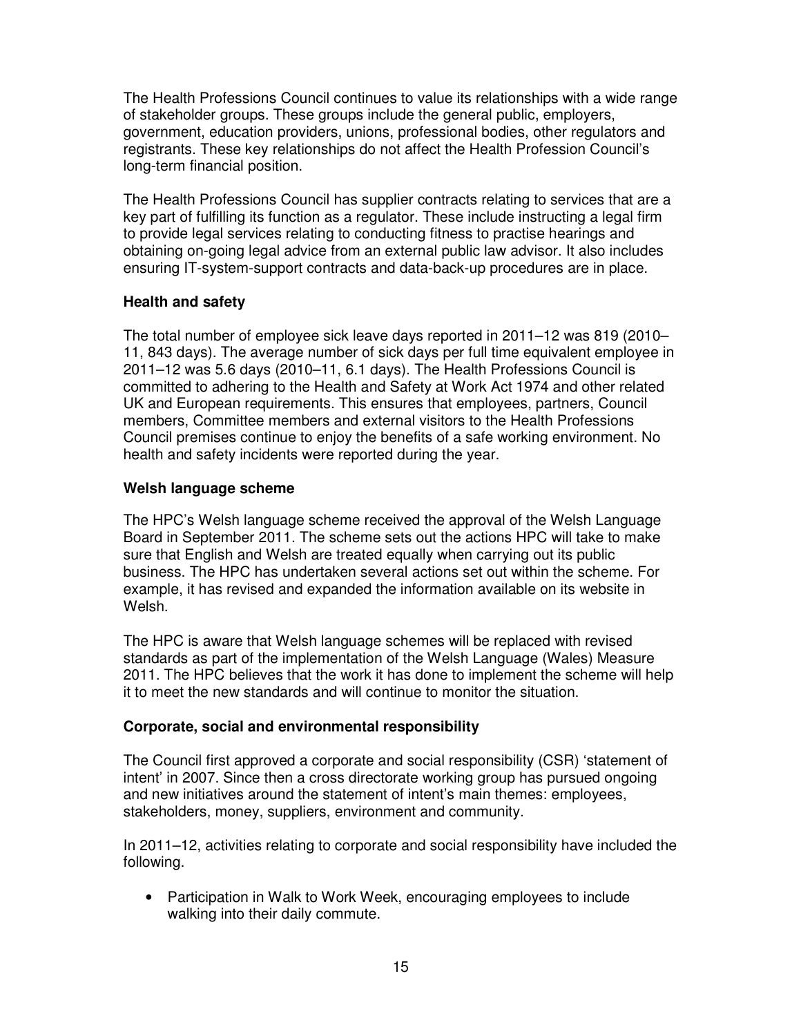The Health Professions Council continues to value its relationships with a wide range of stakeholder groups. These groups include the general public, employers, government, education providers, unions, professional bodies, other regulators and registrants. These key relationships do not affect the Health Profession Council's long-term financial position.

The Health Professions Council has supplier contracts relating to services that are a key part of fulfilling its function as a regulator. These include instructing a legal firm to provide legal services relating to conducting fitness to practise hearings and obtaining on-going legal advice from an external public law advisor. It also includes ensuring IT-system-support contracts and data-back-up procedures are in place.

### Health and safety

The total number of employee sick leave days reported in 2011–12 was 819 (2010–11, 843 days). The average number of sick days per full time equivalent employee in 2011–12 was 5.6 days (2010–11, 6.1 days). The Health Professions Council is committed to adhering to the Health and Safety at Work Act 1974 and other related UK and European requirements. This ensures that employees, partners, Council members, Committee members and external visitors to the Health Professions Council premises continue to enjoy the benefits of a safe working environment. No health and safety incidents were reported during the year.

### Welsh language scheme

The HPC's Welsh language scheme received the approval of the Welsh Language Board in September 2011. The scheme sets out the actions HPC will take to make sure that English and Welsh are treated equally when carrying out its public business. The HPC has undertaken several actions set out within the scheme. For example, it has revised and expanded the information available on its website in Welsh.

The HPC is aware that Welsh language schemes will be replaced with revised standards as part of the implementation of the Welsh Language (Wales) Measure 2011. The HPC believes that the work it has done to implement the scheme will help it to meet the new standards and will continue to monitor the situation.

### Corporate, social and environmental responsibility

The Council first approved a corporate and social responsibility (CSR) 'statement of intent' in 2007. Since then a cross directorate working group has pursued ongoing and new initiatives around the statement of intent's main themes: employees, stakeholders, money, suppliers, environment and community.

In 2011–12, activities relating to corporate and social responsibility have included the following.

- Participation in Walk to Work Week, encouraging employees to include walking into their daily commute.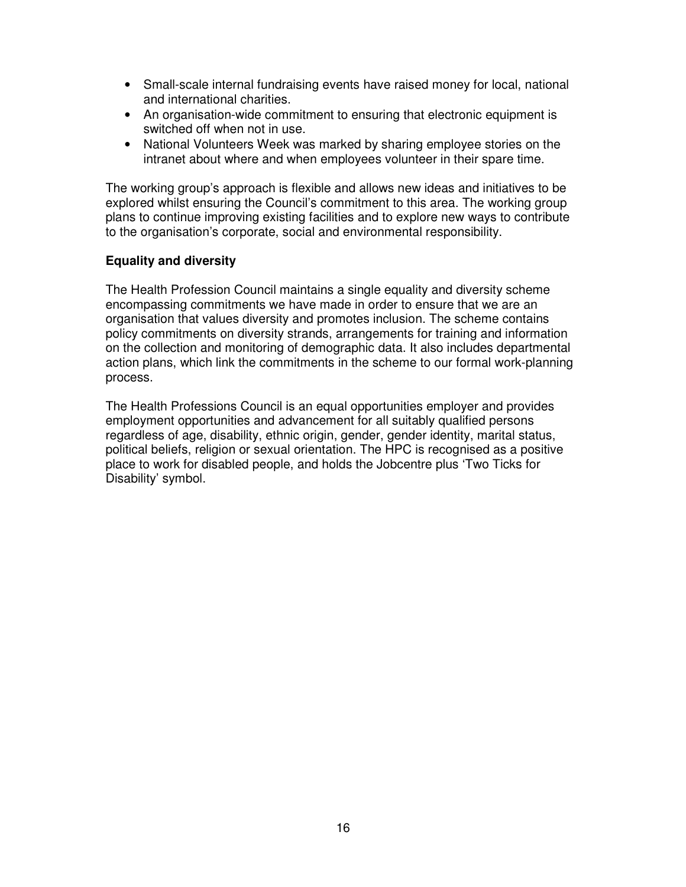- Small-scale internal fundraising events have raised money for local, national and international charities.
- An organisation-wide commitment to ensuring that electronic equipment is switched off when not in use.
- National Volunteers Week was marked by sharing employee stories on the intranet about where and when employees volunteer in their spare time.

The working group's approach is flexible and allows new ideas and initiatives to be explored whilst ensuring the Council's commitment to this area. The working group plans to continue improving existing facilities and to explore new ways to contribute to the organisation's corporate, social and environmental responsibility.

**Equality and diversity**

The Health Profession Council maintains a single equality and diversity scheme encompassing commitments we have made in order to ensure that we are an organisation that values diversity and promotes inclusion. The scheme contains policy commitments on diversity strands, arrangements for training and information on the collection and monitoring of demographic data. It also includes departmental action plans, which link the commitments in the scheme to our formal work-planning process.

The Health Professions Council is an equal opportunities employer and provides employment opportunities and advancement for all suitably qualified persons regardless of age, disability, ethnic origin, gender, gender identity, marital status, political beliefs, religion or sexual orientation. The HPC is recognised as a positive place to work for disabled people, and holds the Jobcentre plus 'Two Ticks for Disability' symbol.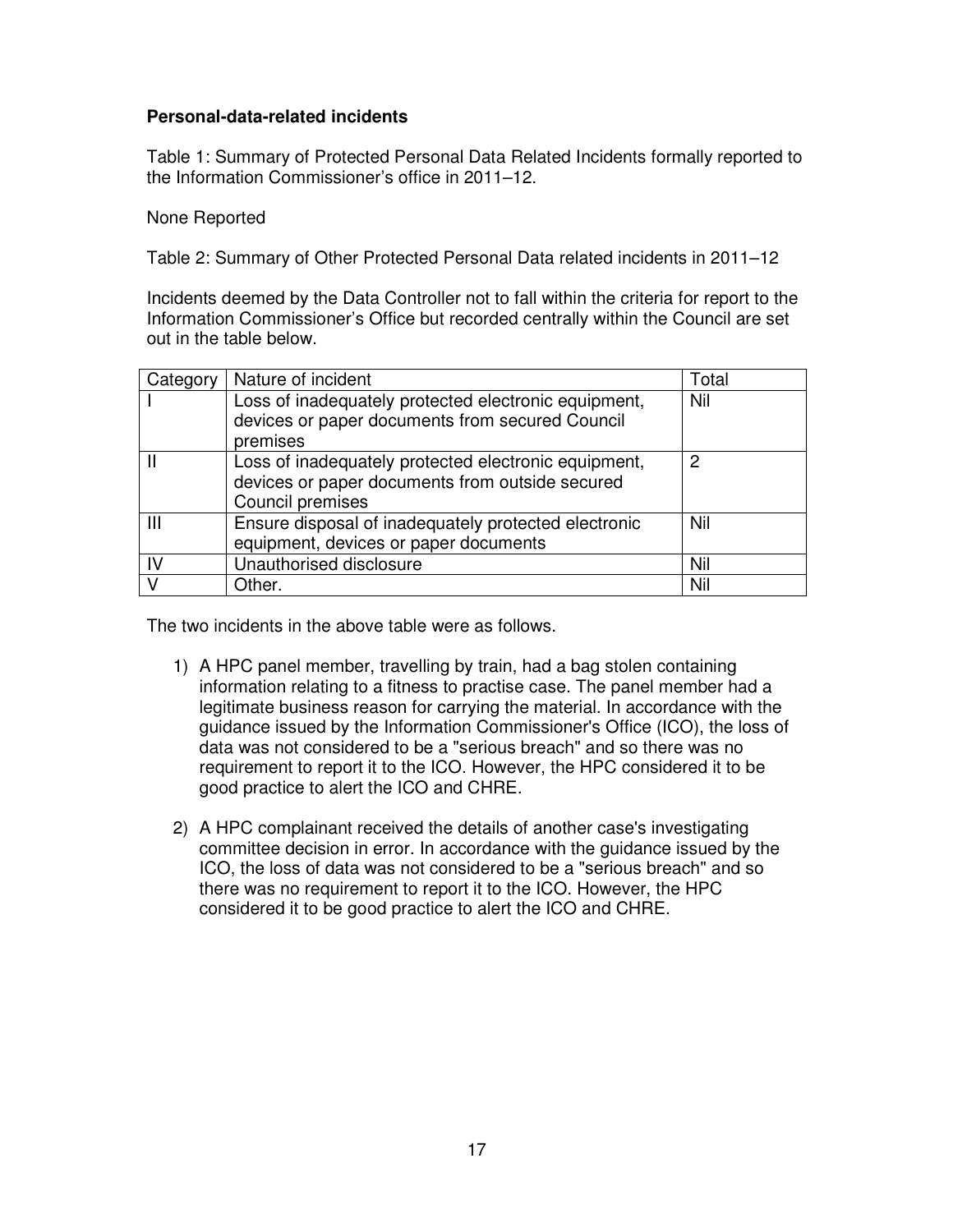**Personal-data-related incidents**

Table 1: Summary of Protected Personal Data Related Incidents formally reported to the Information Commissioner's office in 2011–12.

None Reported

Table 2: Summary of Other Protected Personal Data related incidents in 2011–12

Incidents deemed by the Data Controller not to fall within the criteria for report to the Information Commissioner's Office but recorded centrally within the Council are set out in the table below.

| Category | Nature of incident | Total |
| --- | --- | --- |
| I | Loss of inadequately protected electronic equipment, devices or paper documents from secured Council premises | Nil |
| II | Loss of inadequately protected electronic equipment, devices or paper documents from outside secured Council premises | 2 |
| III | Ensure disposal of inadequately protected electronic equipment, devices or paper documents | Nil |
| IV | Unauthorised disclosure | Nil |
| V | Other. | Nil |

The two incidents in the above table were as follows.

1) A HPC panel member, travelling by train, had a bag stolen containing information relating to a fitness to practise case. The panel member had a legitimate business reason for carrying the material. In accordance with the guidance issued by the Information Commissioner's Office (ICO), the loss of data was not considered to be a "serious breach" and so there was no requirement to report it to the ICO. However, the HPC considered it to be good practice to alert the ICO and CHRE.

2) A HPC complainant received the details of another case's investigating committee decision in error. In accordance with the guidance issued by the ICO, the loss of data was not considered to be a "serious breach" and so there was no requirement to report it to the ICO. However, the HPC considered it to be good practice to alert the ICO and CHRE.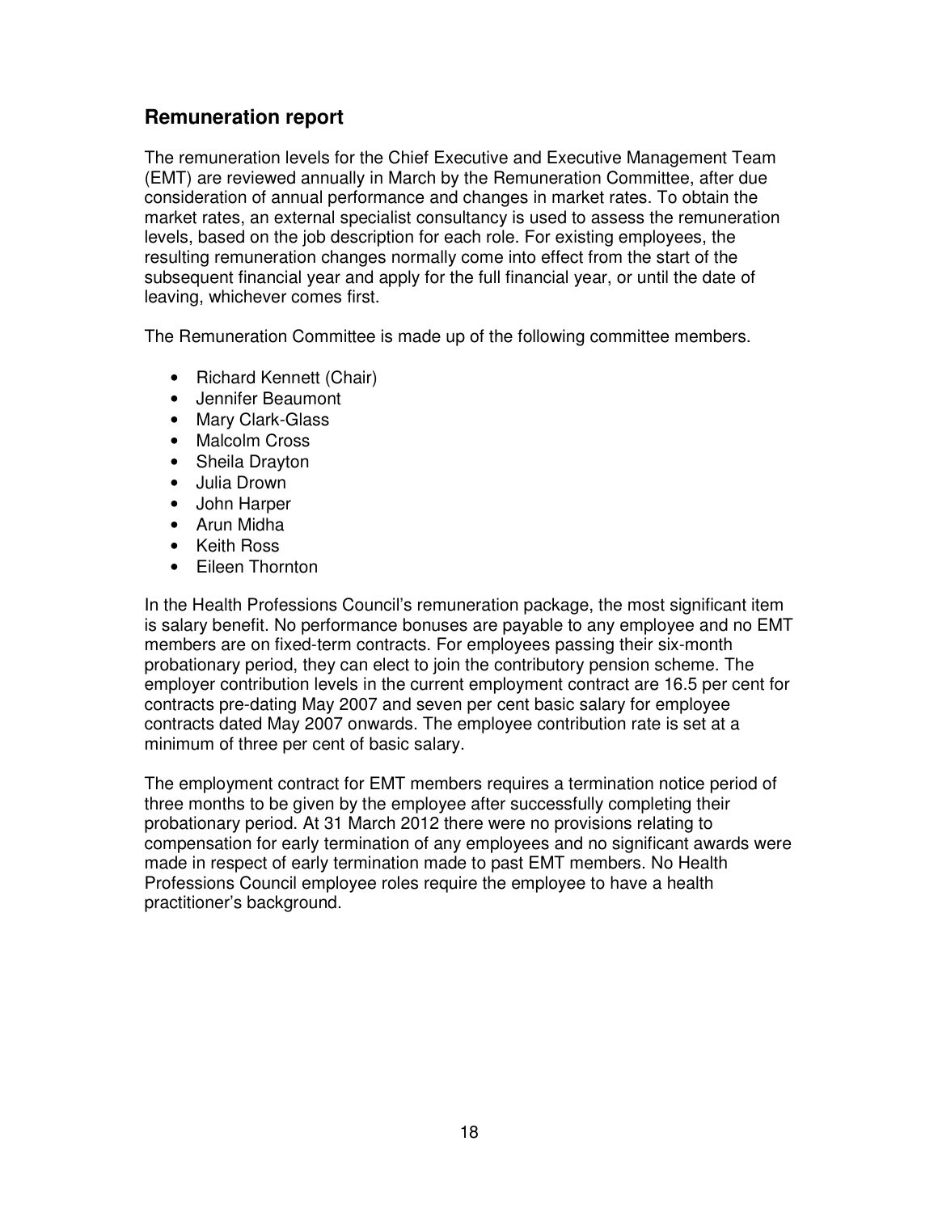## Remuneration report

The remuneration levels for the Chief Executive and Executive Management Team (EMT) are reviewed annually in March by the Remuneration Committee, after due consideration of annual performance and changes in market rates. To obtain the market rates, an external specialist consultancy is used to assess the remuneration levels, based on the job description for each role. For existing employees, the resulting remuneration changes normally come into effect from the start of the subsequent financial year and apply for the full financial year, or until the date of leaving, whichever comes first.

The Remuneration Committee is made up of the following committee members.

- Richard Kennett (Chair)
- Jennifer Beaumont
- Mary Clark-Glass
- Malcolm Cross
- Sheila Drayton
- Julia Drown
- John Harper
- Arun Midha
- Keith Ross
- Eileen Thornton

In the Health Professions Council's remuneration package, the most significant item is salary benefit. No performance bonuses are payable to any employee and no EMT members are on fixed-term contracts. For employees passing their six-month probationary period, they can elect to join the contributory pension scheme. The employer contribution levels in the current employment contract are 16.5 per cent for contracts pre-dating May 2007 and seven per cent basic salary for employee contracts dated May 2007 onwards. The employee contribution rate is set at a minimum of three per cent of basic salary.

The employment contract for EMT members requires a termination notice period of three months to be given by the employee after successfully completing their probationary period. At 31 March 2012 there were no provisions relating to compensation for early termination of any employees and no significant awards were made in respect of early termination made to past EMT members. No Health Professions Council employee roles require the employee to have a health practitioner's background.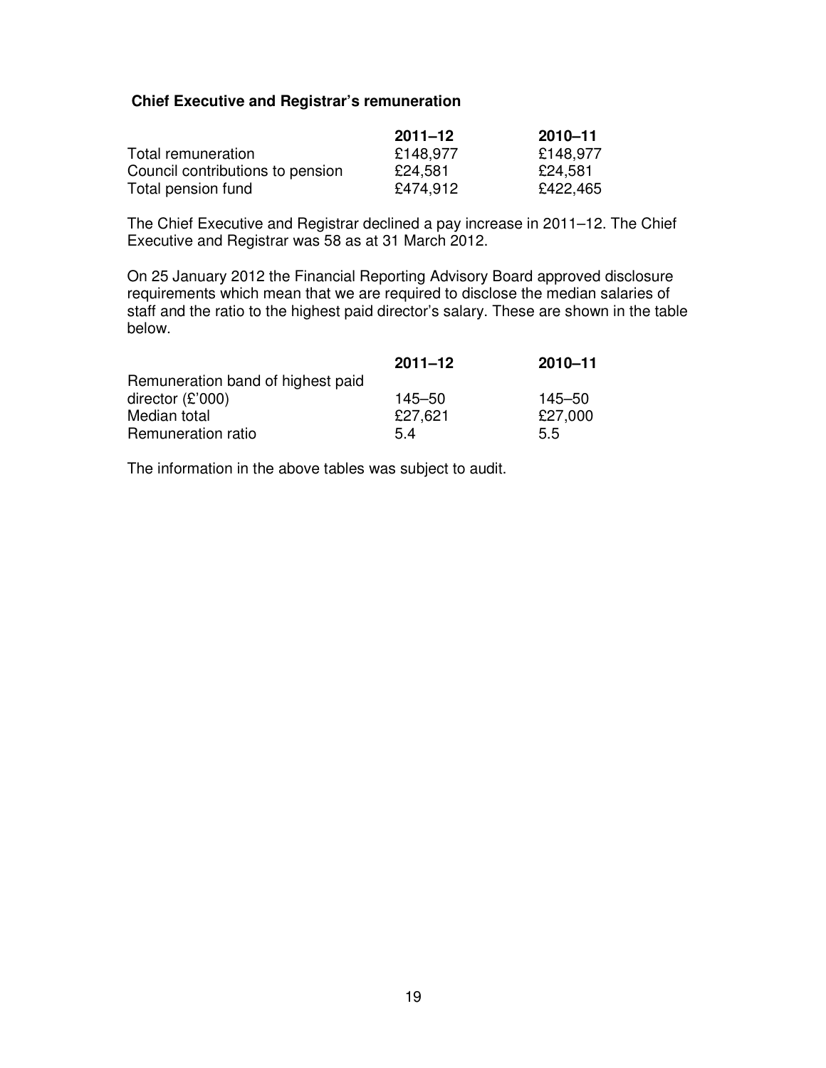### Chief Executive and Registrar's remuneration

| | 2011–12 | 2010–11 |
|---|---|---|
| Total remuneration | £148,977 | £148,977 |
| Council contributions to pension | £24,581 | £24,581 |
| Total pension fund | £474,912 | £422,465 |

The Chief Executive and Registrar declined a pay increase in 2011–12. The Chief Executive and Registrar was 58 as at 31 March 2012.

On 25 January 2012 the Financial Reporting Advisory Board approved disclosure requirements which mean that we are required to disclose the median salaries of staff and the ratio to the highest paid director's salary. These are shown in the table below.

| | 2011–12 | 2010–11 |
|---|---|---|
| Remuneration band of highest paid director (£'000) | 145–50 | 145–50 |
| Median total | £27,621 | £27,000 |
| Remuneration ratio | 5.4 | 5.5 |

The information in the above tables was subject to audit.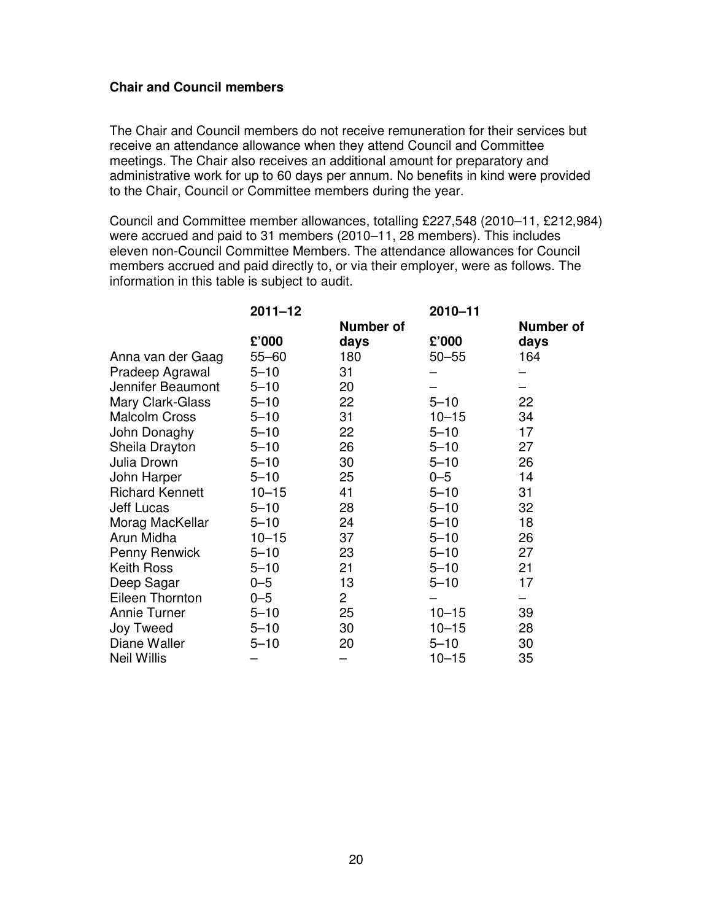## Chair and Council members

The Chair and Council members do not receive remuneration for their services but receive an attendance allowance when they attend Council and Committee meetings. The Chair also receives an additional amount for preparatory and administrative work for up to 60 days per annum. No benefits in kind were provided to the Chair, Council or Committee members during the year.

Council and Committee member allowances, totalling £227,548 (2010–11, £212,984) were accrued and paid to 31 members (2010–11, 28 members). This includes eleven non-Council Committee Members. The attendance allowances for Council members accrued and paid directly to, or via their employer, were as follows. The information in this table is subject to audit.

| | 2011–12 | | 2010–11 | |
|---|---|---|---|---|
| | £'000 | Number of days | £'000 | Number of days |
| Anna van der Gaag | 55–60 | 180 | 50–55 | 164 |
| Pradeep Agrawal | 5–10 | 31 | – | – |
| Jennifer Beaumont | 5–10 | 20 | – | – |
| Mary Clark-Glass | 5–10 | 22 | 5–10 | 22 |
| Malcolm Cross | 5–10 | 31 | 10–15 | 34 |
| John Donaghy | 5–10 | 22 | 5–10 | 17 |
| Sheila Drayton | 5–10 | 26 | 5–10 | 27 |
| Julia Drown | 5–10 | 30 | 5–10 | 26 |
| John Harper | 5–10 | 25 | 0–5 | 14 |
| Richard Kennett | 10–15 | 41 | 5–10 | 31 |
| Jeff Lucas | 5–10 | 28 | 5–10 | 32 |
| Morag MacKellar | 5–10 | 24 | 5–10 | 18 |
| Arun Midha | 10–15 | 37 | 5–10 | 26 |
| Penny Renwick | 5–10 | 23 | 5–10 | 27 |
| Keith Ross | 5–10 | 21 | 5–10 | 21 |
| Deep Sagar | 0–5 | 13 | 5–10 | 17 |
| Eileen Thornton | 0–5 | 2 | – | – |
| Annie Turner | 5–10 | 25 | 10–15 | 39 |
| Joy Tweed | 5–10 | 30 | 10–15 | 28 |
| Diane Waller | 5–10 | 20 | 5–10 | 30 |
| Neil Willis | – | – | 10–15 | 35 |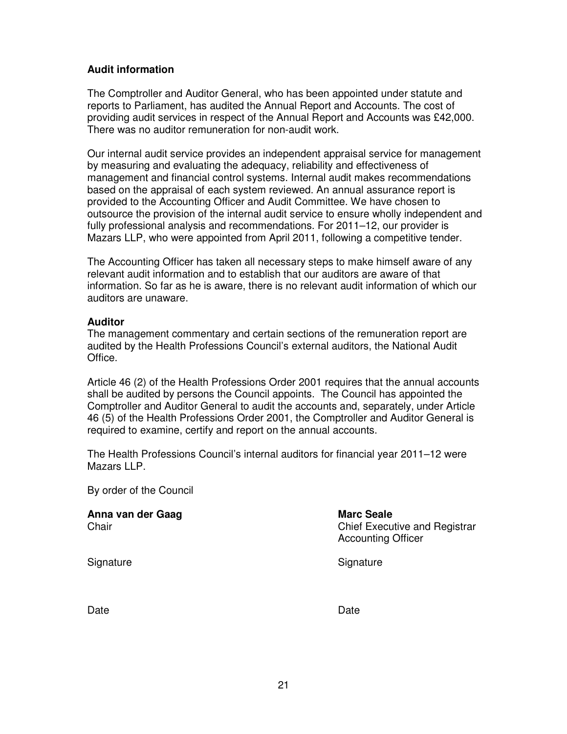## Audit information

The Comptroller and Auditor General, who has been appointed under statute and reports to Parliament, has audited the Annual Report and Accounts. The cost of providing audit services in respect of the Annual Report and Accounts was £42,000. There was no auditor remuneration for non-audit work.

Our internal audit service provides an independent appraisal service for management by measuring and evaluating the adequacy, reliability and effectiveness of management and financial control systems. Internal audit makes recommendations based on the appraisal of each system reviewed. An annual assurance report is provided to the Accounting Officer and Audit Committee. We have chosen to outsource the provision of the internal audit service to ensure wholly independent and fully professional analysis and recommendations. For 2011–12, our provider is Mazars LLP, who were appointed from April 2011, following a competitive tender.

The Accounting Officer has taken all necessary steps to make himself aware of any relevant audit information and to establish that our auditors are aware of that information. So far as he is aware, there is no relevant audit information of which our auditors are unaware.

## Auditor

The management commentary and certain sections of the remuneration report are audited by the Health Professions Council's external auditors, the National Audit Office.

Article 46 (2) of the Health Professions Order 2001 requires that the annual accounts shall be audited by persons the Council appoints. The Council has appointed the Comptroller and Auditor General to audit the accounts and, separately, under Article 46 (5) of the Health Professions Order 2001, the Comptroller and Auditor General is required to examine, certify and report on the annual accounts.

The Health Professions Council's internal auditors for financial year 2011–12 were Mazars LLP.

By order of the Council

**Anna van der Gaag**
Chair

Signature

Date

**Marc Seale**
Chief Executive and Registrar
Accounting Officer

Signature

Date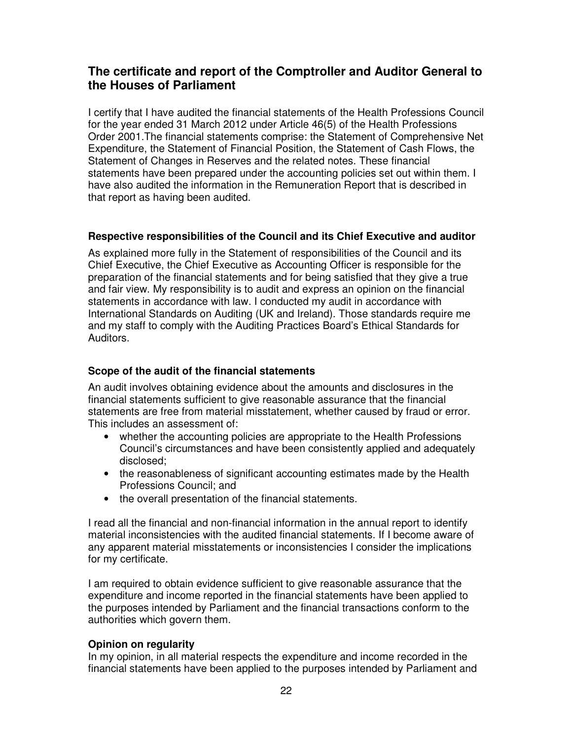## The certificate and report of the Comptroller and Auditor General to the Houses of Parliament

I certify that I have audited the financial statements of the Health Professions Council for the year ended 31 March 2012 under Article 46(5) of the Health Professions Order 2001.The financial statements comprise: the Statement of Comprehensive Net Expenditure, the Statement of Financial Position, the Statement of Cash Flows, the Statement of Changes in Reserves and the related notes. These financial statements have been prepared under the accounting policies set out within them. I have also audited the information in the Remuneration Report that is described in that report as having been audited.

### Respective responsibilities of the Council and its Chief Executive and auditor

As explained more fully in the Statement of responsibilities of the Council and its Chief Executive, the Chief Executive as Accounting Officer is responsible for the preparation of the financial statements and for being satisfied that they give a true and fair view. My responsibility is to audit and express an opinion on the financial statements in accordance with law. I conducted my audit in accordance with International Standards on Auditing (UK and Ireland). Those standards require me and my staff to comply with the Auditing Practices Board's Ethical Standards for Auditors.

### Scope of the audit of the financial statements

An audit involves obtaining evidence about the amounts and disclosures in the financial statements sufficient to give reasonable assurance that the financial statements are free from material misstatement, whether caused by fraud or error. This includes an assessment of:

- whether the accounting policies are appropriate to the Health Professions Council's circumstances and have been consistently applied and adequately disclosed;
- the reasonableness of significant accounting estimates made by the Health Professions Council; and
- the overall presentation of the financial statements.

I read all the financial and non-financial information in the annual report to identify material inconsistencies with the audited financial statements. If I become aware of any apparent material misstatements or inconsistencies I consider the implications for my certificate.

I am required to obtain evidence sufficient to give reasonable assurance that the expenditure and income reported in the financial statements have been applied to the purposes intended by Parliament and the financial transactions conform to the authorities which govern them.

### Opinion on regularity

In my opinion, in all material respects the expenditure and income recorded in the financial statements have been applied to the purposes intended by Parliament and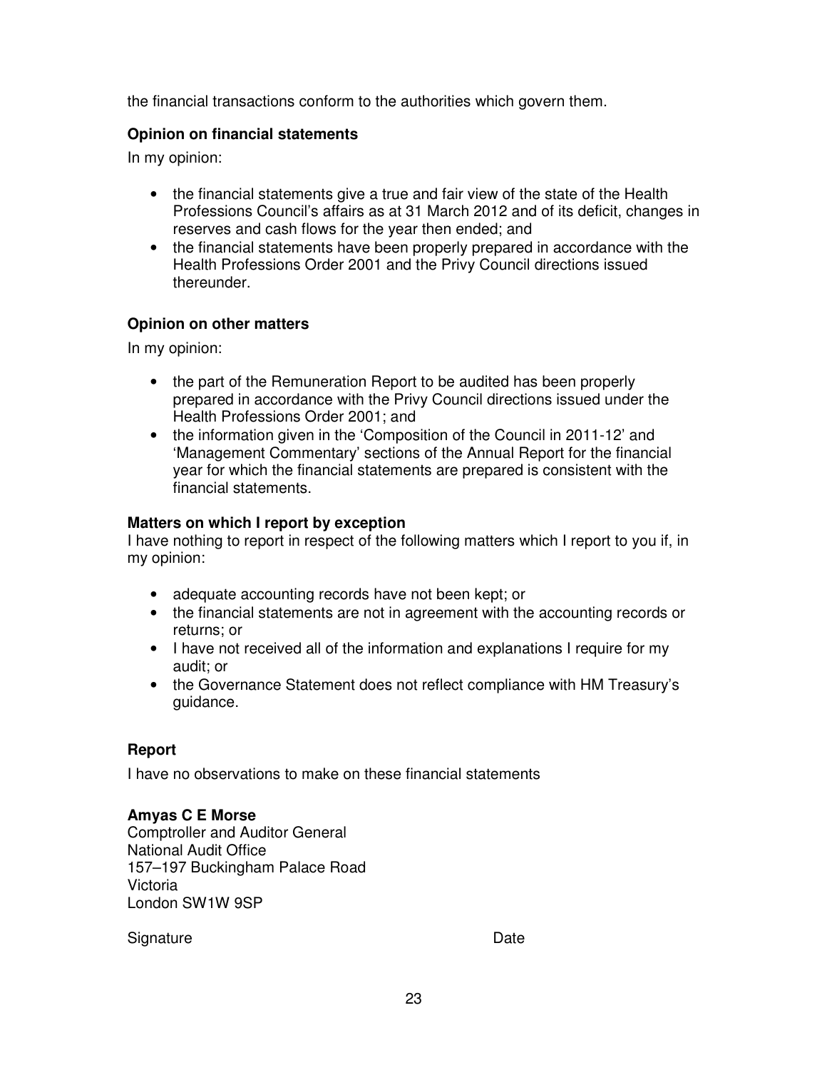the financial transactions conform to the authorities which govern them.

**Opinion on financial statements**

In my opinion:

- the financial statements give a true and fair view of the state of the Health Professions Council's affairs as at 31 March 2012 and of its deficit, changes in reserves and cash flows for the year then ended; and
- the financial statements have been properly prepared in accordance with the Health Professions Order 2001 and the Privy Council directions issued thereunder.

**Opinion on other matters**

In my opinion:

- the part of the Remuneration Report to be audited has been properly prepared in accordance with the Privy Council directions issued under the Health Professions Order 2001; and
- the information given in the 'Composition of the Council in 2011-12' and 'Management Commentary' sections of the Annual Report for the financial year for which the financial statements are prepared is consistent with the financial statements.

**Matters on which I report by exception**

I have nothing to report in respect of the following matters which I report to you if, in my opinion:

- adequate accounting records have not been kept; or
- the financial statements are not in agreement with the accounting records or returns; or
- I have not received all of the information and explanations I require for my audit; or
- the Governance Statement does not reflect compliance with HM Treasury's guidance.

**Report**

I have no observations to make on these financial statements

**Amyas C E Morse**
Comptroller and Auditor General
National Audit Office
157–197 Buckingham Palace Road
Victoria
London SW1W 9SP

Signature Date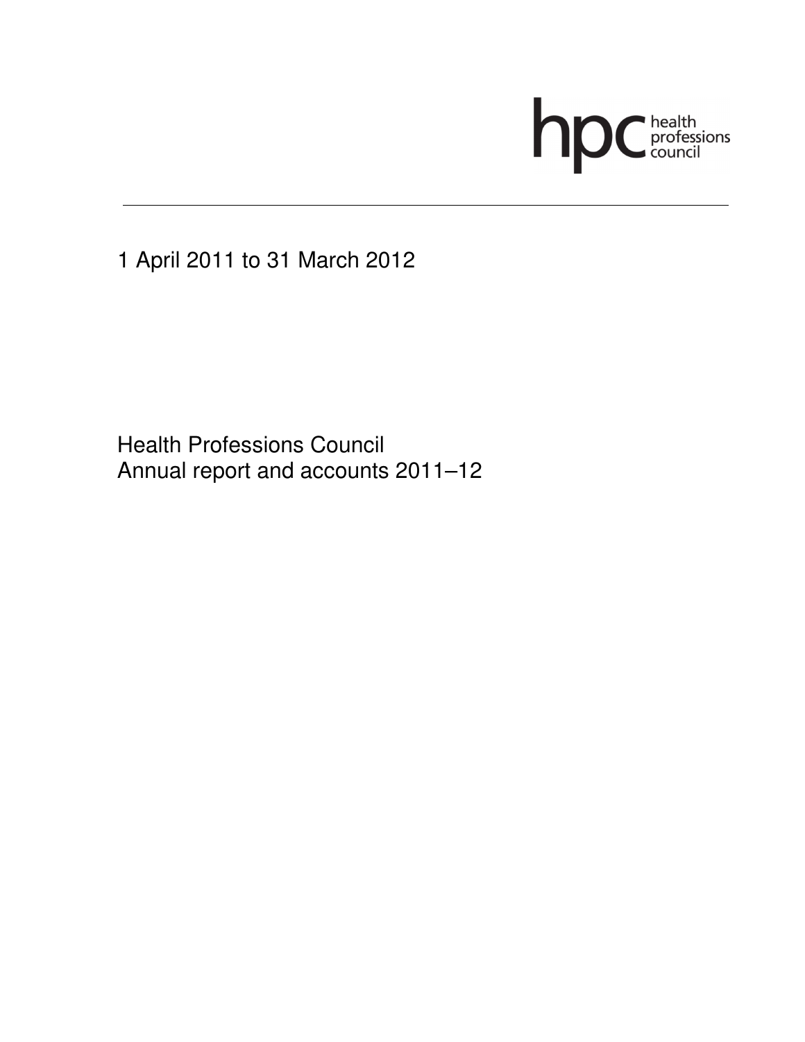hpc health professions council

1 April 2011 to 31 March 2012

Health Professions Council
Annual report and accounts 2011–12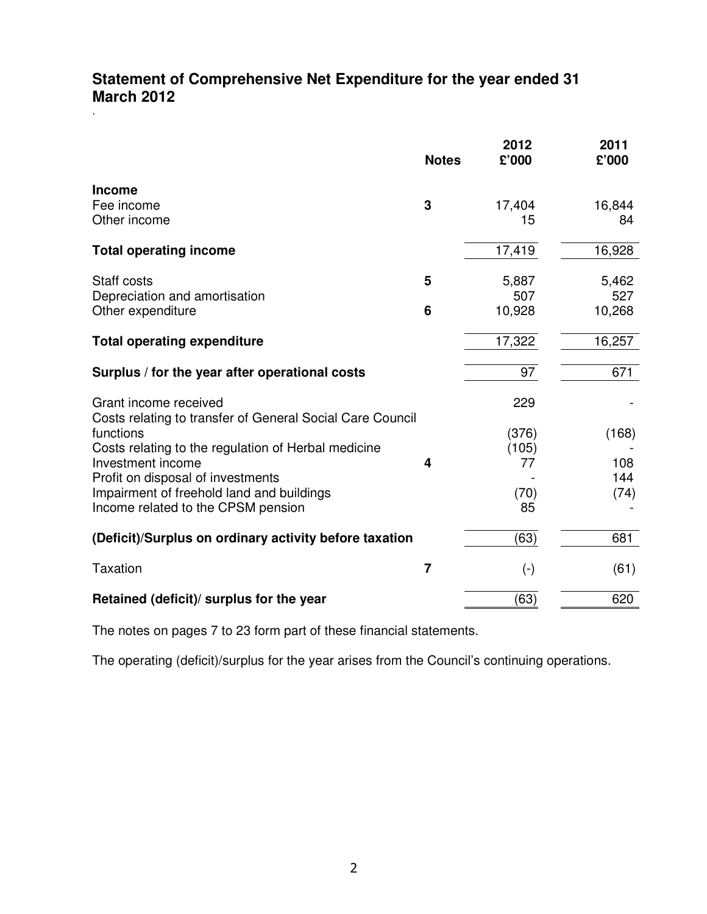## Statement of Comprehensive Net Expenditure for the year ended 31 March 2012

.

| | Notes | 2012 £'000 | 2011 £'000 |
|---|---|---|---|
| **Income** | | | |
| Fee income | **3** | 17,404 | 16,844 |
| Other income | | 15 | 84 |
| **Total operating income** | | 17,419 | 16,928 |
| Staff costs | **5** | 5,887 | 5,462 |
| Depreciation and amortisation | | 507 | 527 |
| Other expenditure | **6** | 10,928 | 10,268 |
| **Total operating expenditure** | | 17,322 | 16,257 |
| **Surplus / for the year after operational costs** | | 97 | 671 |
| Grant income received | | 229 | - |
| Costs relating to transfer of General Social Care Council functions | | (376) | (168) |
| Costs relating to the regulation of Herbal medicine | | (105) | - |
| Investment income | **4** | 77 | 108 |
| Profit on disposal of investments | | - | 144 |
| Impairment of freehold land and buildings | | (70) | (74) |
| Income related to the CPSM pension | | 85 | - |
| **(Deficit)/Surplus on ordinary activity before taxation** | | (63) | 681 |
| Taxation | **7** | (-) | (61) |
| **Retained (deficit)/ surplus for the year** | | (63) | 620 |

The notes on pages 7 to 23 form part of these financial statements.

The operating (deficit)/surplus for the year arises from the Council's continuing operations.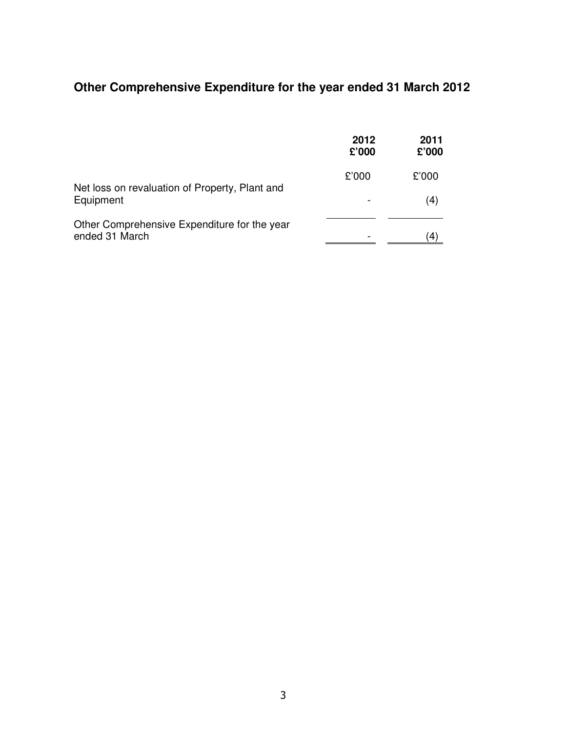## Other Comprehensive Expenditure for the year ended 31 March 2012

| | 2012 £'000 | 2011 £'000 |
|---|---|---|
| | £'000 | £'000 |
| Net loss on revaluation of Property, Plant and Equipment | - | (4) |
| Other Comprehensive Expenditure for the year ended 31 March | - | (4) |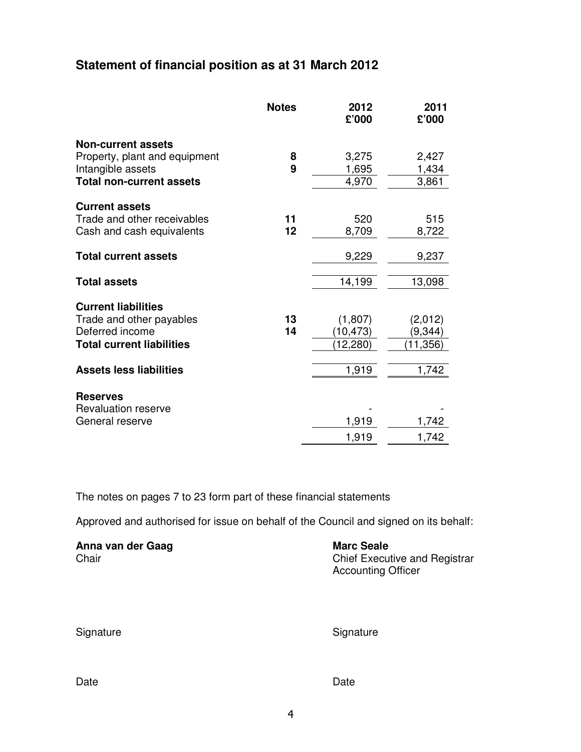## Statement of financial position as at 31 March 2012

| | Notes | 2012<br>£'000 | 2011<br>£'000 |
|---|---|---|---|
| **Non-current assets** | | | |
| Property, plant and equipment | **8** | 3,275 | 2,427 |
| Intangible assets | **9** | 1,695 | 1,434 |
| **Total non-current assets** | | 4,970 | 3,861 |
| **Current assets** | | | |
| Trade and other receivables | **11** | 520 | 515 |
| Cash and cash equivalents | **12** | 8,709 | 8,722 |
| **Total current assets** | | 9,229 | 9,237 |
| **Total assets** | | 14,199 | 13,098 |
| **Current liabilities** | | | |
| Trade and other payables | **13** | (1,807) | (2,012) |
| Deferred income | **14** | (10,473) | (9,344) |
| **Total current liabilities** | | (12,280) | (11,356) |
| **Assets less liabilities** | | 1,919 | 1,742 |
| **Reserves** | | | |
| Revaluation reserve | | - | - |
| General reserve | | 1,919 | 1,742 |
| | | 1,919 | 1,742 |

The notes on pages 7 to 23 form part of these financial statements

Approved and authorised for issue on behalf of the Council and signed on its behalf:

**Anna van der Gaag**
Chair

Signature

Date

**Marc Seale**
Chief Executive and Registrar
Accounting Officer

Signature

Date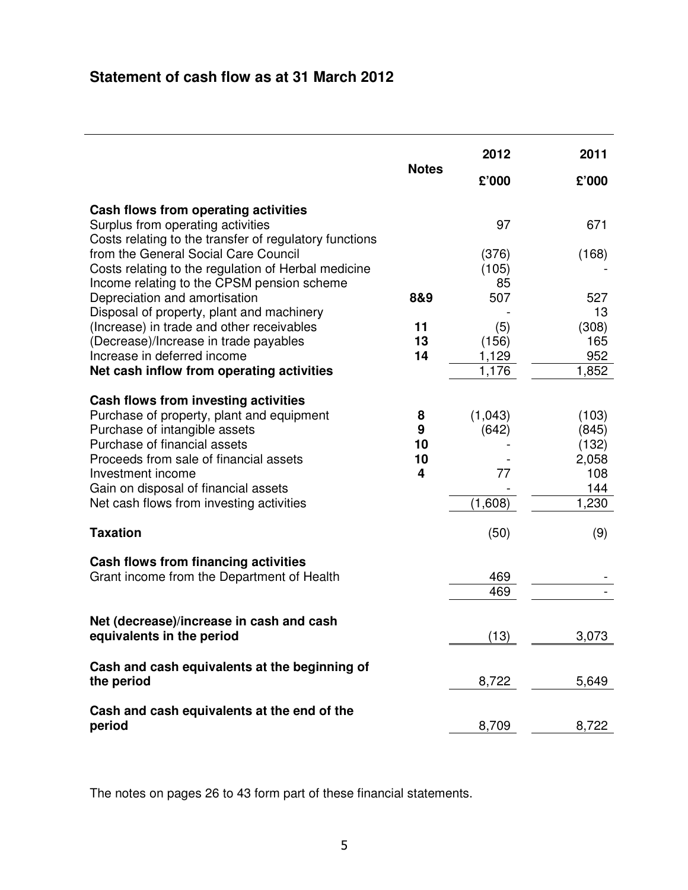## Statement of cash flow as at 31 March 2012

| | Notes | 2012 £'000 | 2011 £'000 |
|---|---|---|---|
| **Cash flows from operating activities** | | | |
| Surplus from operating activities | | 97 | 671 |
| Costs relating to the transfer of regulatory functions from the General Social Care Council | | (376) | (168) |
| Costs relating to the regulation of Herbal medicine | | (105) | - |
| Income relating to the CPSM pension scheme | | 85 | |
| Depreciation and amortisation | 8&9 | 507 | 527 |
| Disposal of property, plant and machinery | | - | 13 |
| (Increase) in trade and other receivables | 11 | (5) | (308) |
| (Decrease)/Increase in trade payables | 13 | (156) | 165 |
| Increase in deferred income | 14 | 1,129 | 952 |
| **Net cash inflow from operating activities** | | 1,176 | 1,852 |
| **Cash flows from investing activities** | | | |
| Purchase of property, plant and equipment | 8 | (1,043) | (103) |
| Purchase of intangible assets | 9 | (642) | (845) |
| Purchase of financial assets | 10 | - | (132) |
| Proceeds from sale of financial assets | 10 | - | 2,058 |
| Investment income | 4 | 77 | 108 |
| Gain on disposal of financial assets | | - | 144 |
| Net cash flows from investing activities | | (1,608) | 1,230 |
| **Taxation** | | (50) | (9) |
| **Cash flows from financing activities** | | | |
| Grant income from the Department of Health | | 469 | - |
| | | 469 | - |
| **Net (decrease)/increase in cash and cash equivalents in the period** | | (13) | 3,073 |
| **Cash and cash equivalents at the beginning of the period** | | 8,722 | 5,649 |
| **Cash and cash equivalents at the end of the period** | | 8,709 | 8,722 |

The notes on pages 26 to 43 form part of these financial statements.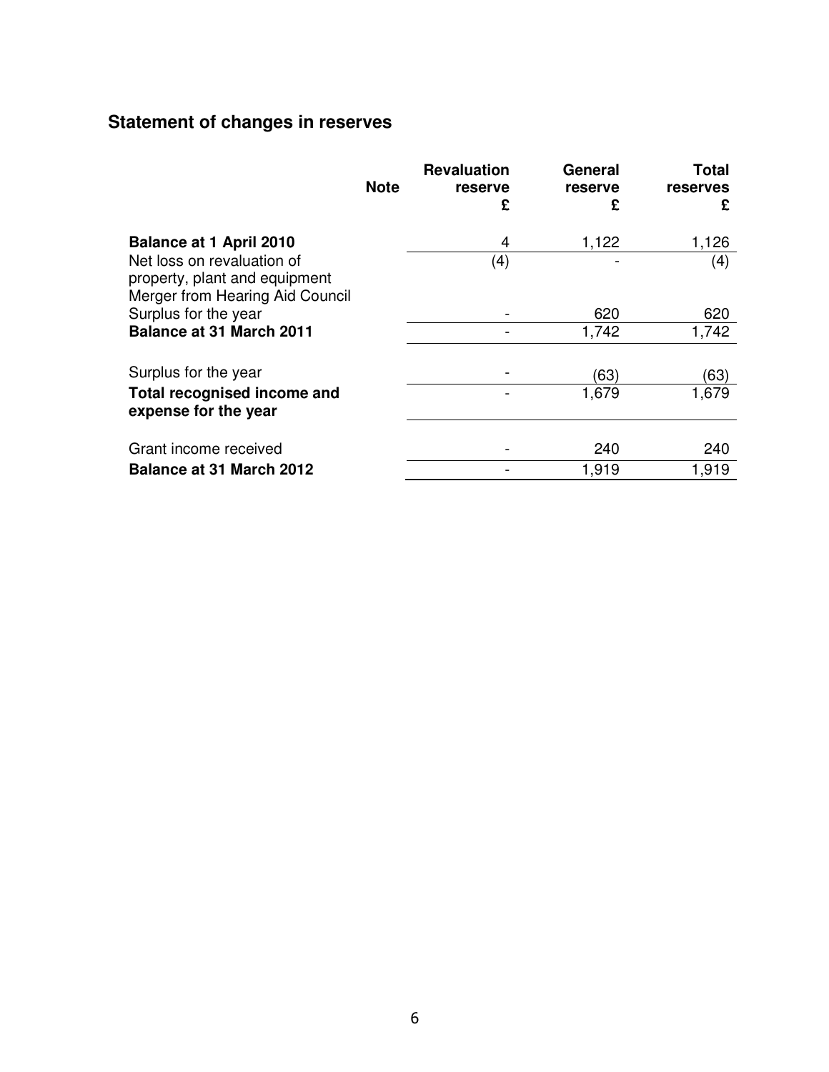## Statement of changes in reserves

| | Note | Revaluation reserve £ | General reserve £ | Total reserves £ |
|---|---|---|---|---|
| **Balance at 1 April 2010** | | 4 | 1,122 | 1,126 |
| Net loss on revaluation of property, plant and equipment | | (4) | - | (4) |
| Merger from Hearing Aid Council | | | | |
| Surplus for the year | | - | 620 | 620 |
| **Balance at 31 March 2011** | | - | 1,742 | 1,742 |
| Surplus for the year | | - | (63) | (63) |
| **Total recognised income and expense for the year** | | - | 1,679 | 1,679 |
| Grant income received | | - | 240 | 240 |
| **Balance at 31 March 2012** | | - | 1,919 | 1,919 |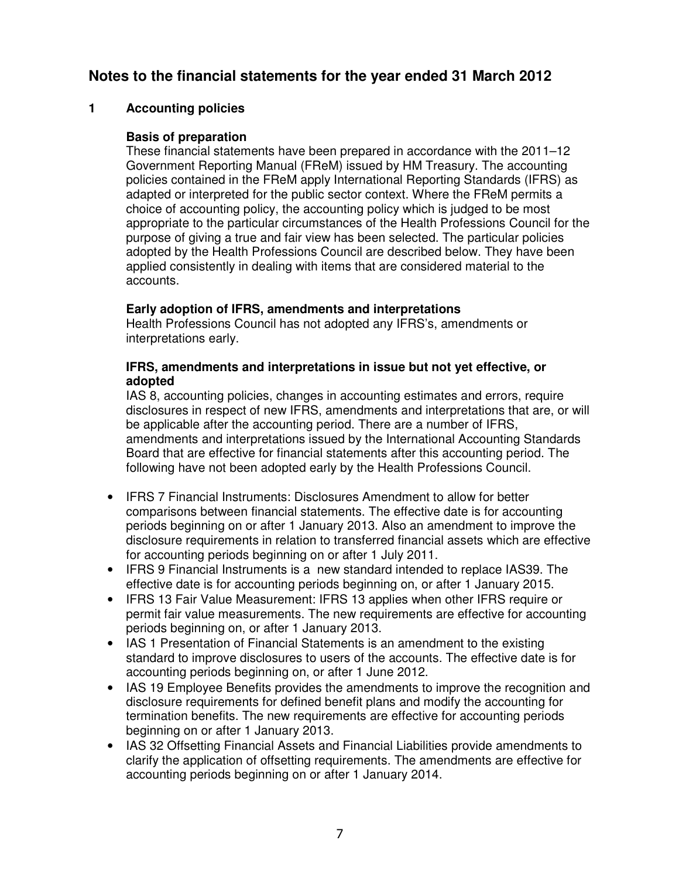# Notes to the financial statements for the year ended 31 March 2012

## 1 Accounting policies

### Basis of preparation

These financial statements have been prepared in accordance with the 2011–12 Government Reporting Manual (FReM) issued by HM Treasury. The accounting policies contained in the FReM apply International Reporting Standards (IFRS) as adapted or interpreted for the public sector context. Where the FReM permits a choice of accounting policy, the accounting policy which is judged to be most appropriate to the particular circumstances of the Health Professions Council for the purpose of giving a true and fair view has been selected. The particular policies adopted by the Health Professions Council are described below. They have been applied consistently in dealing with items that are considered material to the accounts.

### Early adoption of IFRS, amendments and interpretations

Health Professions Council has not adopted any IFRS's, amendments or interpretations early.

### IFRS, amendments and interpretations in issue but not yet effective, or adopted

IAS 8, accounting policies, changes in accounting estimates and errors, require disclosures in respect of new IFRS, amendments and interpretations that are, or will be applicable after the accounting period. There are a number of IFRS, amendments and interpretations issued by the International Accounting Standards Board that are effective for financial statements after this accounting period. The following have not been adopted early by the Health Professions Council.

- IFRS 7 Financial Instruments: Disclosures Amendment to allow for better comparisons between financial statements. The effective date is for accounting periods beginning on or after 1 January 2013. Also an amendment to improve the disclosure requirements in relation to transferred financial assets which are effective for accounting periods beginning on or after 1 July 2011.
- IFRS 9 Financial Instruments is a new standard intended to replace IAS39. The effective date is for accounting periods beginning on, or after 1 January 2015.
- IFRS 13 Fair Value Measurement: IFRS 13 applies when other IFRS require or permit fair value measurements. The new requirements are effective for accounting periods beginning on, or after 1 January 2013.
- IAS 1 Presentation of Financial Statements is an amendment to the existing standard to improve disclosures to users of the accounts. The effective date is for accounting periods beginning on, or after 1 June 2012.
- IAS 19 Employee Benefits provides the amendments to improve the recognition and disclosure requirements for defined benefit plans and modify the accounting for termination benefits. The new requirements are effective for accounting periods beginning on or after 1 January 2013.
- IAS 32 Offsetting Financial Assets and Financial Liabilities provide amendments to clarify the application of offsetting requirements. The amendments are effective for accounting periods beginning on or after 1 January 2014.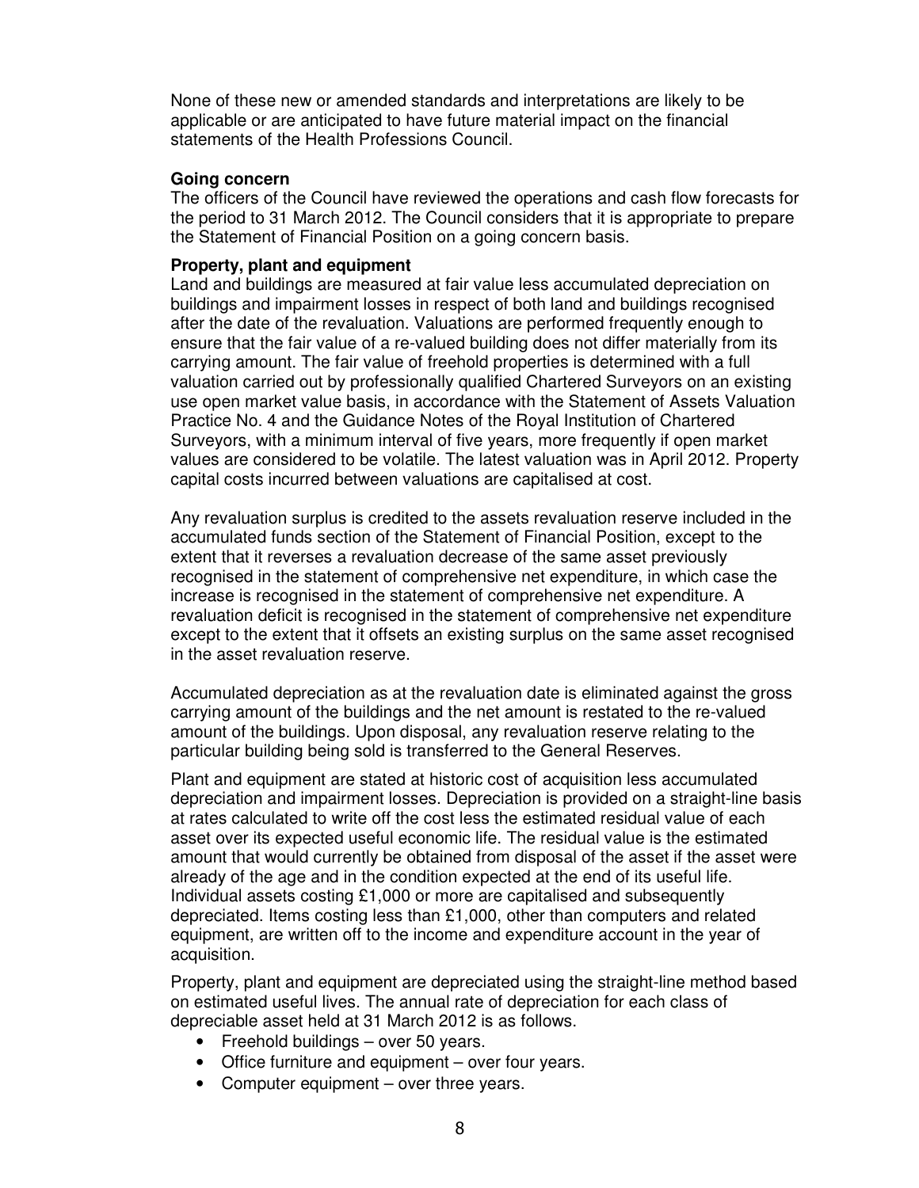None of these new or amended standards and interpretations are likely to be applicable or are anticipated to have future material impact on the financial statements of the Health Professions Council.

**Going concern**

The officers of the Council have reviewed the operations and cash flow forecasts for the period to 31 March 2012. The Council considers that it is appropriate to prepare the Statement of Financial Position on a going concern basis.

**Property, plant and equipment**

Land and buildings are measured at fair value less accumulated depreciation on buildings and impairment losses in respect of both land and buildings recognised after the date of the revaluation. Valuations are performed frequently enough to ensure that the fair value of a re-valued building does not differ materially from its carrying amount. The fair value of freehold properties is determined with a full valuation carried out by professionally qualified Chartered Surveyors on an existing use open market value basis, in accordance with the Statement of Assets Valuation Practice No. 4 and the Guidance Notes of the Royal Institution of Chartered Surveyors, with a minimum interval of five years, more frequently if open market values are considered to be volatile. The latest valuation was in April 2012. Property capital costs incurred between valuations are capitalised at cost.

Any revaluation surplus is credited to the assets revaluation reserve included in the accumulated funds section of the Statement of Financial Position, except to the extent that it reverses a revaluation decrease of the same asset previously recognised in the statement of comprehensive net expenditure, in which case the increase is recognised in the statement of comprehensive net expenditure. A revaluation deficit is recognised in the statement of comprehensive net expenditure except to the extent that it offsets an existing surplus on the same asset recognised in the asset revaluation reserve.

Accumulated depreciation as at the revaluation date is eliminated against the gross carrying amount of the buildings and the net amount is restated to the re-valued amount of the buildings. Upon disposal, any revaluation reserve relating to the particular building being sold is transferred to the General Reserves.

Plant and equipment are stated at historic cost of acquisition less accumulated depreciation and impairment losses. Depreciation is provided on a straight-line basis at rates calculated to write off the cost less the estimated residual value of each asset over its expected useful economic life. The residual value is the estimated amount that would currently be obtained from disposal of the asset if the asset were already of the age and in the condition expected at the end of its useful life. Individual assets costing £1,000 or more are capitalised and subsequently depreciated. Items costing less than £1,000, other than computers and related equipment, are written off to the income and expenditure account in the year of acquisition.

Property, plant and equipment are depreciated using the straight-line method based on estimated useful lives. The annual rate of depreciation for each class of depreciable asset held at 31 March 2012 is as follows.

- Freehold buildings – over 50 years.
- Office furniture and equipment – over four years.
- Computer equipment – over three years.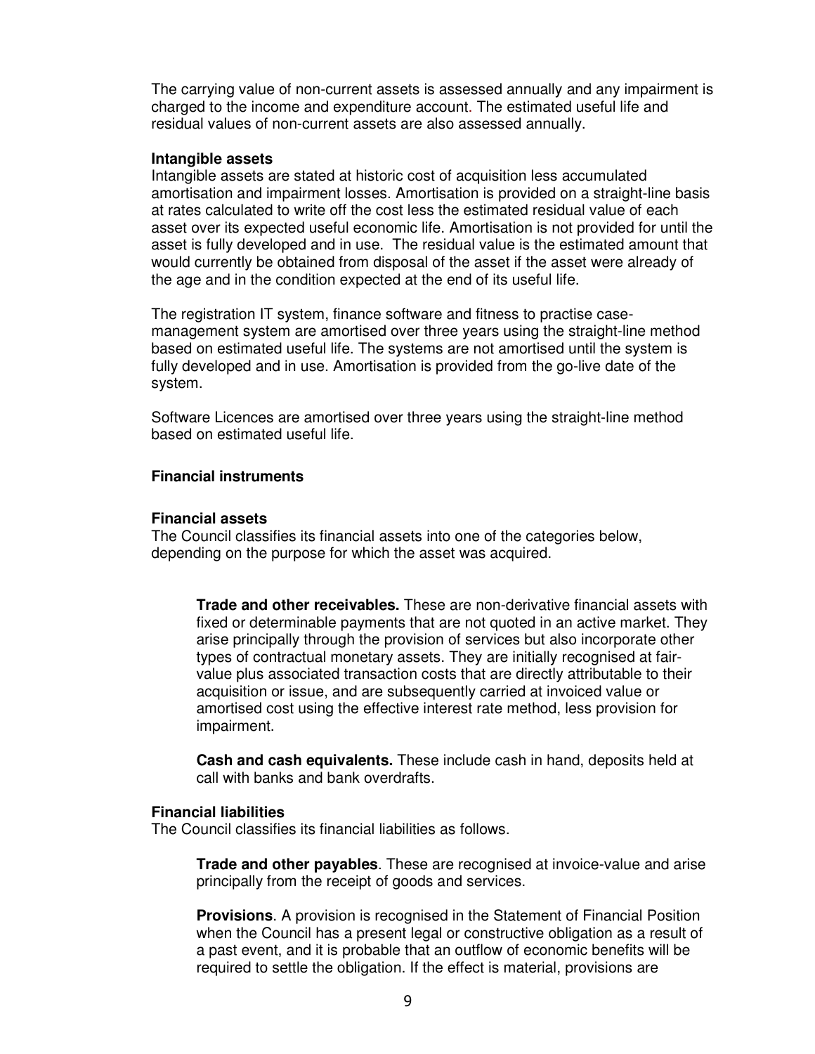The carrying value of non-current assets is assessed annually and any impairment is charged to the income and expenditure account. The estimated useful life and residual values of non-current assets are also assessed annually.

**Intangible assets**
Intangible assets are stated at historic cost of acquisition less accumulated amortisation and impairment losses. Amortisation is provided on a straight-line basis at rates calculated to write off the cost less the estimated residual value of each asset over its expected useful economic life. Amortisation is not provided for until the asset is fully developed and in use. The residual value is the estimated amount that would currently be obtained from disposal of the asset if the asset were already of the age and in the condition expected at the end of its useful life.

The registration IT system, finance software and fitness to practise case-management system are amortised over three years using the straight-line method based on estimated useful life. The systems are not amortised until the system is fully developed and in use. Amortisation is provided from the go-live date of the system.

Software Licences are amortised over three years using the straight-line method based on estimated useful life.

**Financial instruments**

**Financial assets**
The Council classifies its financial assets into one of the categories below, depending on the purpose for which the asset was acquired.

> **Trade and other receivables.** These are non-derivative financial assets with fixed or determinable payments that are not quoted in an active market. They arise principally through the provision of services but also incorporate other types of contractual monetary assets. They are initially recognised at fair-value plus associated transaction costs that are directly attributable to their acquisition or issue, and are subsequently carried at invoiced value or amortised cost using the effective interest rate method, less provision for impairment.
>
> **Cash and cash equivalents.** These include cash in hand, deposits held at call with banks and bank overdrafts.

**Financial liabilities**
The Council classifies its financial liabilities as follows.

> **Trade and other payables**. These are recognised at invoice-value and arise principally from the receipt of goods and services.
>
> **Provisions**. A provision is recognised in the Statement of Financial Position when the Council has a present legal or constructive obligation as a result of a past event, and it is probable that an outflow of economic benefits will be required to settle the obligation. If the effect is material, provisions are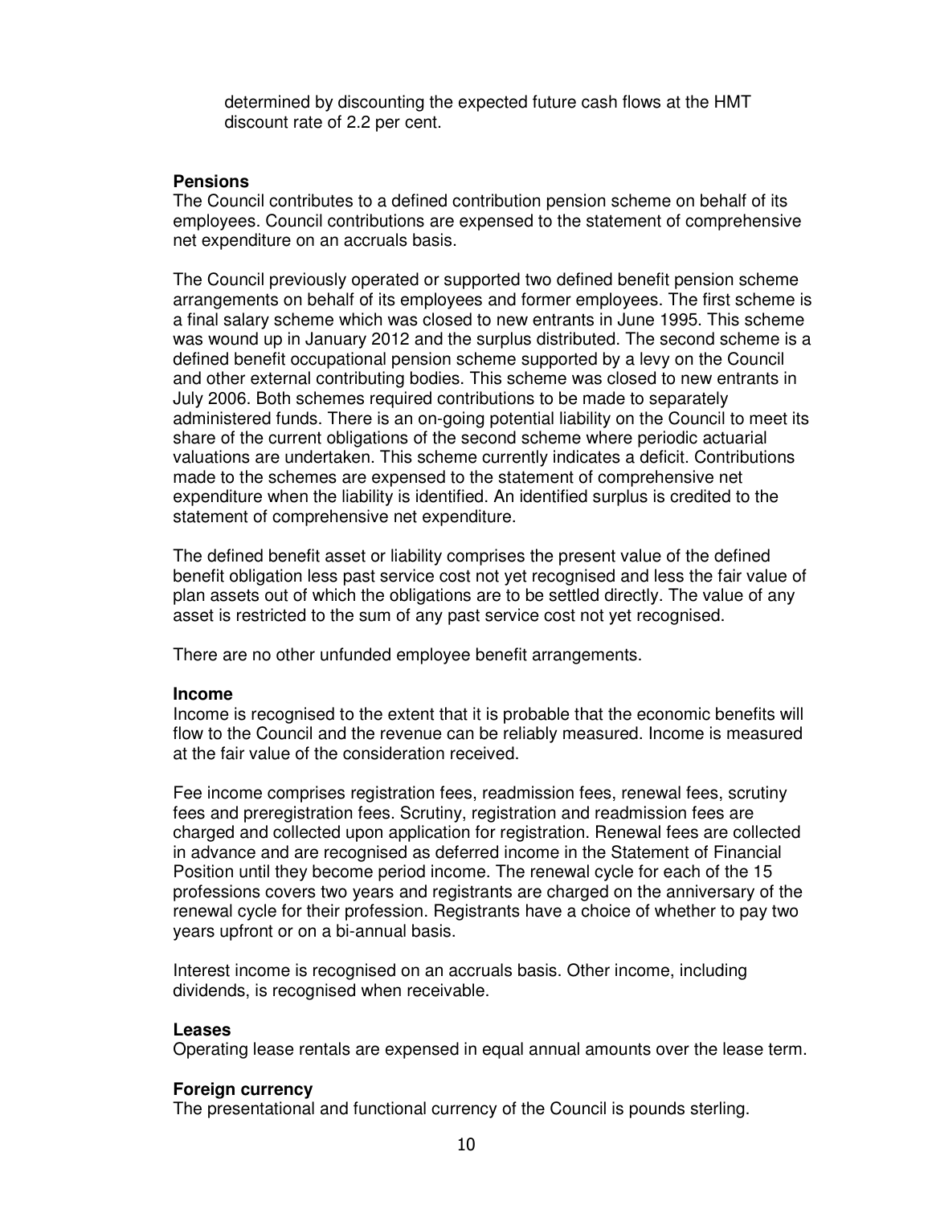determined by discounting the expected future cash flows at the HMT discount rate of 2.2 per cent.

**Pensions**
The Council contributes to a defined contribution pension scheme on behalf of its employees. Council contributions are expensed to the statement of comprehensive net expenditure on an accruals basis.

The Council previously operated or supported two defined benefit pension scheme arrangements on behalf of its employees and former employees. The first scheme is a final salary scheme which was closed to new entrants in June 1995. This scheme was wound up in January 2012 and the surplus distributed. The second scheme is a defined benefit occupational pension scheme supported by a levy on the Council and other external contributing bodies. This scheme was closed to new entrants in July 2006. Both schemes required contributions to be made to separately administered funds. There is an on-going potential liability on the Council to meet its share of the current obligations of the second scheme where periodic actuarial valuations are undertaken. This scheme currently indicates a deficit. Contributions made to the schemes are expensed to the statement of comprehensive net expenditure when the liability is identified. An identified surplus is credited to the statement of comprehensive net expenditure.

The defined benefit asset or liability comprises the present value of the defined benefit obligation less past service cost not yet recognised and less the fair value of plan assets out of which the obligations are to be settled directly. The value of any asset is restricted to the sum of any past service cost not yet recognised.

There are no other unfunded employee benefit arrangements.

**Income**
Income is recognised to the extent that it is probable that the economic benefits will flow to the Council and the revenue can be reliably measured. Income is measured at the fair value of the consideration received.

Fee income comprises registration fees, readmission fees, renewal fees, scrutiny fees and preregistration fees. Scrutiny, registration and readmission fees are charged and collected upon application for registration. Renewal fees are collected in advance and are recognised as deferred income in the Statement of Financial Position until they become period income. The renewal cycle for each of the 15 professions covers two years and registrants are charged on the anniversary of the renewal cycle for their profession. Registrants have a choice of whether to pay two years upfront or on a bi-annual basis.

Interest income is recognised on an accruals basis. Other income, including dividends, is recognised when receivable.

**Leases**
Operating lease rentals are expensed in equal annual amounts over the lease term.

**Foreign currency**
The presentational and functional currency of the Council is pounds sterling.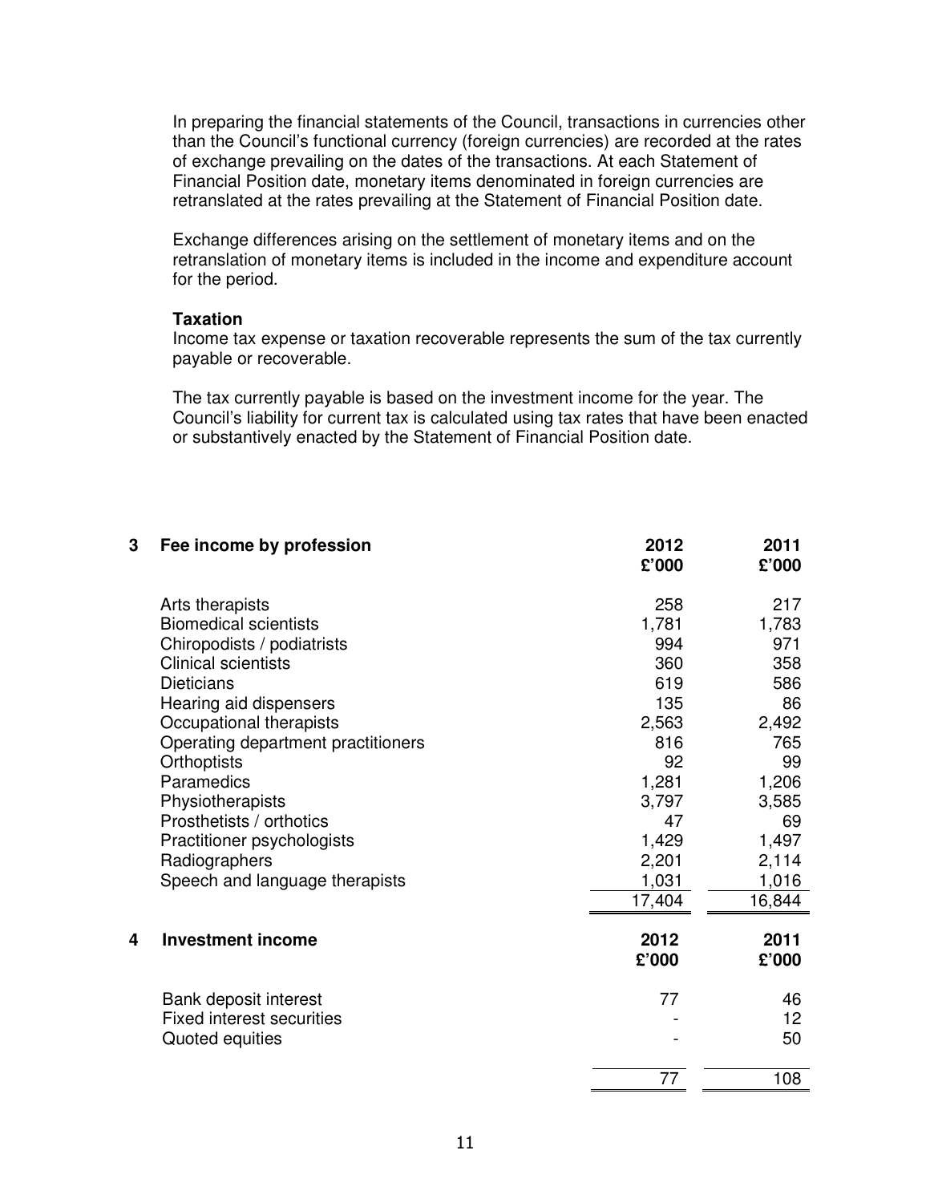In preparing the financial statements of the Council, transactions in currencies other than the Council's functional currency (foreign currencies) are recorded at the rates of exchange prevailing on the dates of the transactions. At each Statement of Financial Position date, monetary items denominated in foreign currencies are retranslated at the rates prevailing at the Statement of Financial Position date.

Exchange differences arising on the settlement of monetary items and on the retranslation of monetary items is included in the income and expenditure account for the period.

**Taxation**

Income tax expense or taxation recoverable represents the sum of the tax currently payable or recoverable.

The tax currently payable is based on the investment income for the year. The Council's liability for current tax is calculated using tax rates that have been enacted or substantively enacted by the Statement of Financial Position date.

## 3 Fee income by profession

| | 2012 £'000 | 2011 £'000 |
|---|---|---|
| Arts therapists | 258 | 217 |
| Biomedical scientists | 1,781 | 1,783 |
| Chiropodists / podiatrists | 994 | 971 |
| Clinical scientists | 360 | 358 |
| Dieticians | 619 | 586 |
| Hearing aid dispensers | 135 | 86 |
| Occupational therapists | 2,563 | 2,492 |
| Operating department practitioners | 816 | 765 |
| Orthoptists | 92 | 99 |
| Paramedics | 1,281 | 1,206 |
| Physiotherapists | 3,797 | 3,585 |
| Prosthetists / orthotics | 47 | 69 |
| Practitioner psychologists | 1,429 | 1,497 |
| Radiographers | 2,201 | 2,114 |
| Speech and language therapists | 1,031 | 1,016 |
| | 17,404 | 16,844 |

## 4 Investment income

| | 2012 £'000 | 2011 £'000 |
|---|---|---|
| Bank deposit interest | 77 | 46 |
| Fixed interest securities | - | 12 |
| Quoted equities | - | 50 |
| | 77 | 108 |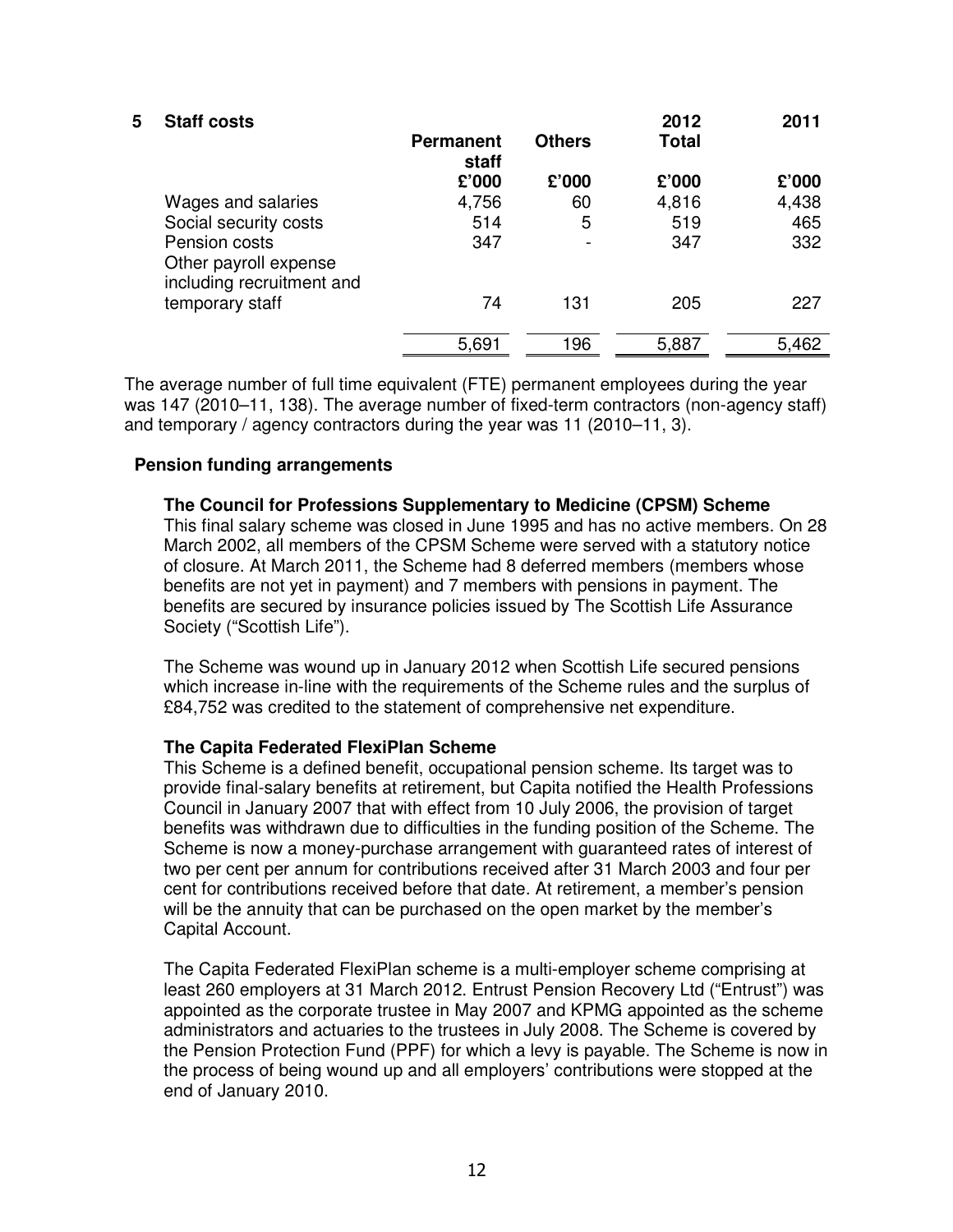## 5 Staff costs

| | Permanent staff | Others | 2012 Total | 2011 |
|---|---|---|---|---|
| | £'000 | £'000 | £'000 | £'000 |
| Wages and salaries | 4,756 | 60 | 4,816 | 4,438 |
| Social security costs | 514 | 5 | 519 | 465 |
| Pension costs | 347 | - | 347 | 332 |
| Other payroll expense including recruitment and temporary staff | 74 | 131 | 205 | 227 |
| | 5,691 | 196 | 5,887 | 5,462 |

The average number of full time equivalent (FTE) permanent employees during the year was 147 (2010–11, 138). The average number of fixed-term contractors (non-agency staff) and temporary / agency contractors during the year was 11 (2010–11, 3).

### Pension funding arrangements

**The Council for Professions Supplementary to Medicine (CPSM) Scheme**

This final salary scheme was closed in June 1995 and has no active members. On 28 March 2002, all members of the CPSM Scheme were served with a statutory notice of closure. At March 2011, the Scheme had 8 deferred members (members whose benefits are not yet in payment) and 7 members with pensions in payment. The benefits are secured by insurance policies issued by The Scottish Life Assurance Society ("Scottish Life").

The Scheme was wound up in January 2012 when Scottish Life secured pensions which increase in-line with the requirements of the Scheme rules and the surplus of £84,752 was credited to the statement of comprehensive net expenditure.

**The Capita Federated FlexiPlan Scheme**

This Scheme is a defined benefit, occupational pension scheme. Its target was to provide final-salary benefits at retirement, but Capita notified the Health Professions Council in January 2007 that with effect from 10 July 2006, the provision of target benefits was withdrawn due to difficulties in the funding position of the Scheme. The Scheme is now a money-purchase arrangement with guaranteed rates of interest of two per cent per annum for contributions received after 31 March 2003 and four per cent for contributions received before that date. At retirement, a member's pension will be the annuity that can be purchased on the open market by the member's Capital Account.

The Capita Federated FlexiPlan scheme is a multi-employer scheme comprising at least 260 employers at 31 March 2012. Entrust Pension Recovery Ltd ("Entrust") was appointed as the corporate trustee in May 2007 and KPMG appointed as the scheme administrators and actuaries to the trustees in July 2008. The Scheme is covered by the Pension Protection Fund (PPF) for which a levy is payable. The Scheme is now in the process of being wound up and all employers' contributions were stopped at the end of January 2010.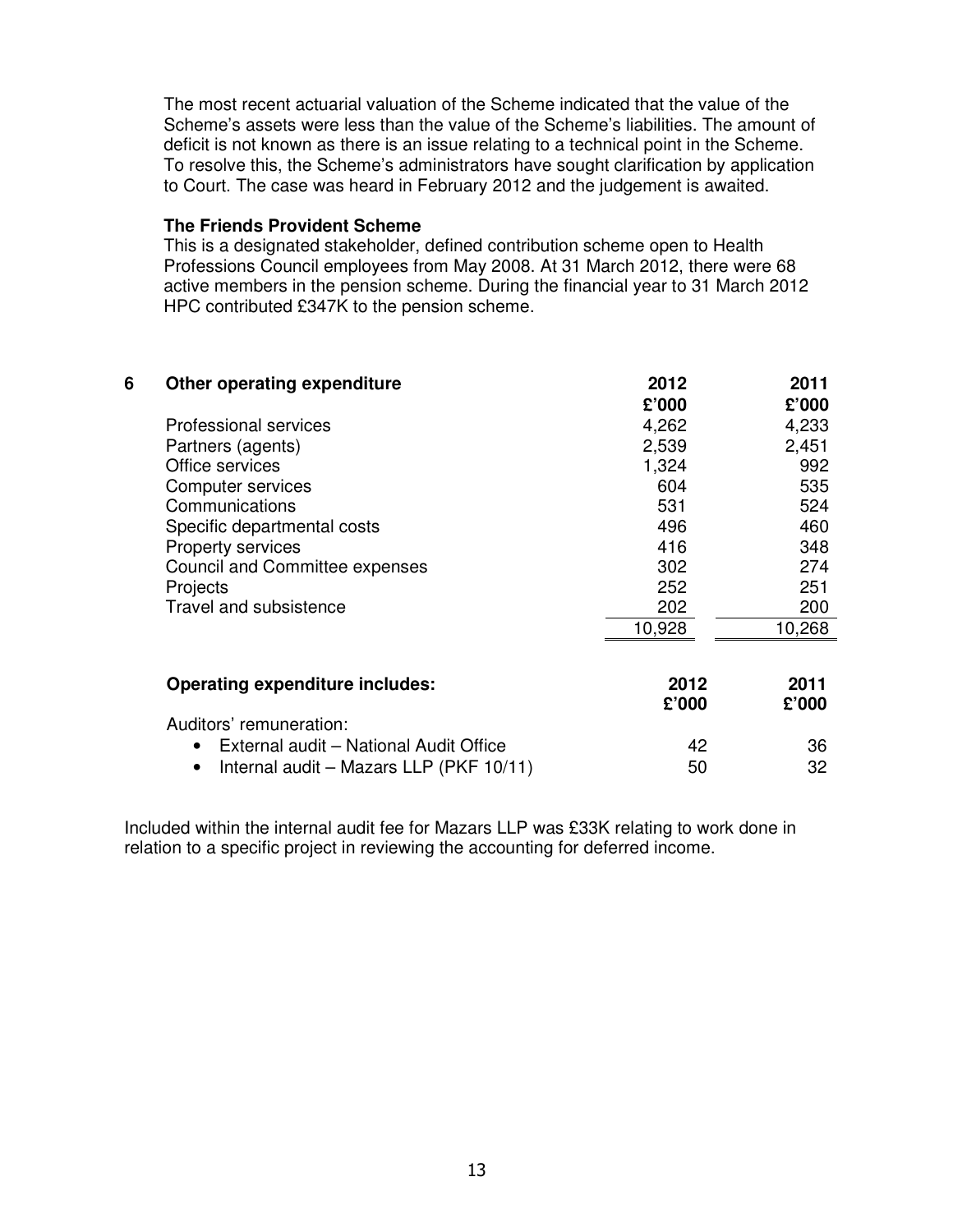The most recent actuarial valuation of the Scheme indicated that the value of the Scheme's assets were less than the value of the Scheme's liabilities. The amount of deficit is not known as there is an issue relating to a technical point in the Scheme. To resolve this, the Scheme's administrators have sought clarification by application to Court. The case was heard in February 2012 and the judgement is awaited.

**The Friends Provident Scheme**

This is a designated stakeholder, defined contribution scheme open to Health Professions Council employees from May 2008. At 31 March 2012, there were 68 active members in the pension scheme. During the financial year to 31 March 2012 HPC contributed £347K to the pension scheme.

## 6 Other operating expenditure

| | 2012 £'000 | 2011 £'000 |
|---|---|---|
| Professional services | 4,262 | 4,233 |
| Partners (agents) | 2,539 | 2,451 |
| Office services | 1,324 | 992 |
| Computer services | 604 | 535 |
| Communications | 531 | 524 |
| Specific departmental costs | 496 | 460 |
| Property services | 416 | 348 |
| Council and Committee expenses | 302 | 274 |
| Projects | 252 | 251 |
| Travel and subsistence | 202 | 200 |
| | 10,928 | 10,268 |

| **Operating expenditure includes:** | **2012 £'000** | **2011 £'000** |
|---|---|---|
| Auditors' remuneration: | | |
| • External audit – National Audit Office | 42 | 36 |
| • Internal audit – Mazars LLP (PKF 10/11) | 50 | 32 |

Included within the internal audit fee for Mazars LLP was £33K relating to work done in relation to a specific project in reviewing the accounting for deferred income.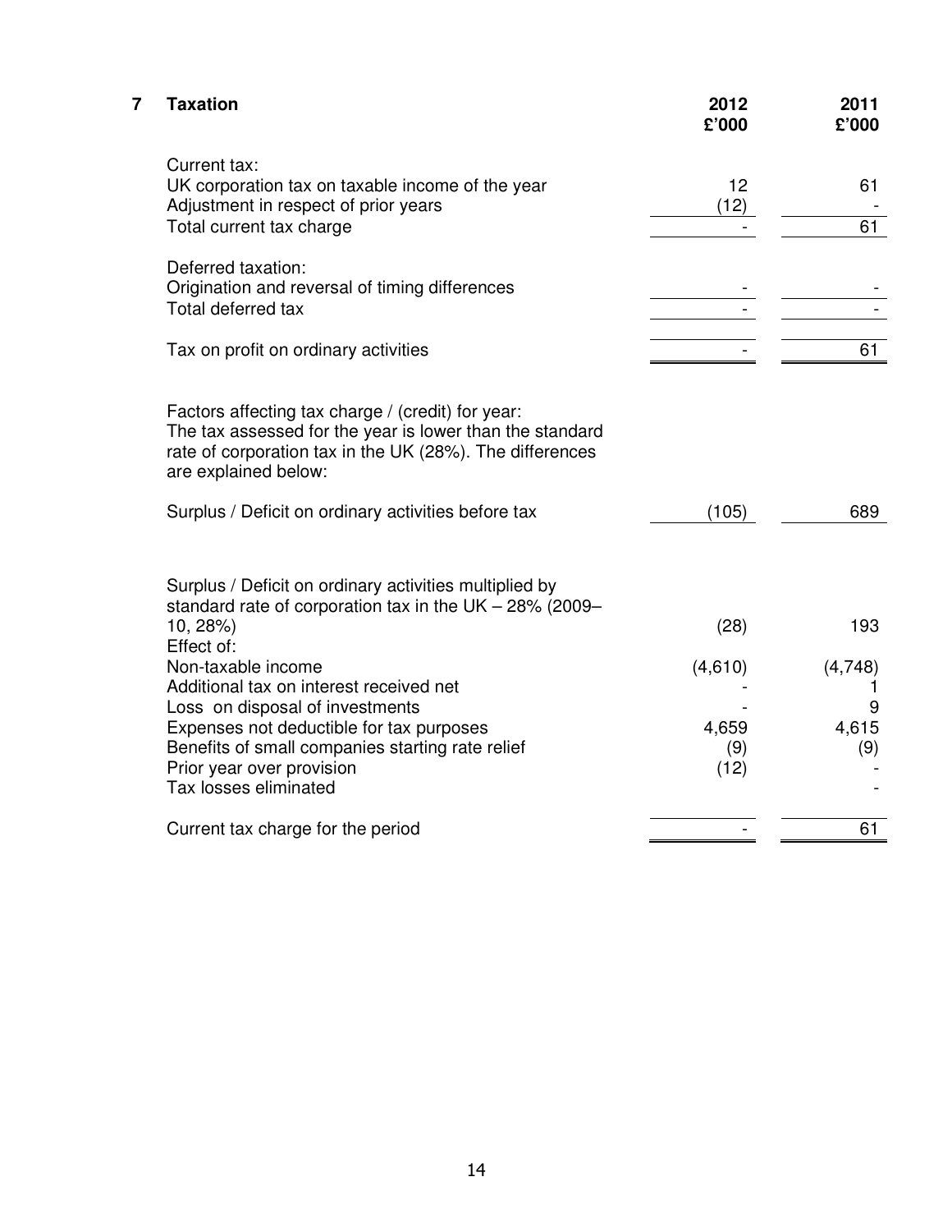## 7 Taxation

| | 2012 £'000 | 2011 £'000 |
|---|---|---|
| Current tax: | | |
| UK corporation tax on taxable income of the year | 12 | 61 |
| Adjustment in respect of prior years | (12) | - |
| Total current tax charge | - | 61 |
| | | |
| Deferred taxation: | | |
| Origination and reversal of timing differences | - | - |
| Total deferred tax | - | - |
| | | |
| Tax on profit on ordinary activities | - | 61 |

Factors affecting tax charge / (credit) for year:
The tax assessed for the year is lower than the standard rate of corporation tax in the UK (28%). The differences are explained below:

| | 2012 £'000 | 2011 £'000 |
|---|---|---|
| Surplus / Deficit on ordinary activities before tax | (105) | 689 |
| | | |
| Surplus / Deficit on ordinary activities multiplied by standard rate of corporation tax in the UK – 28% (2009–10, 28%) | (28) | 193 |
| Effect of: | | |
| Non-taxable income | (4,610) | (4,748) |
| Additional tax on interest received net | - | 1 |
| Loss on disposal of investments | - | 9 |
| Expenses not deductible for tax purposes | 4,659 | 4,615 |
| Benefits of small companies starting rate relief | (9) | (9) |
| Prior year over provision | (12) | - |
| Tax losses eliminated | | - |
| | | |
| Current tax charge for the period | - | 61 |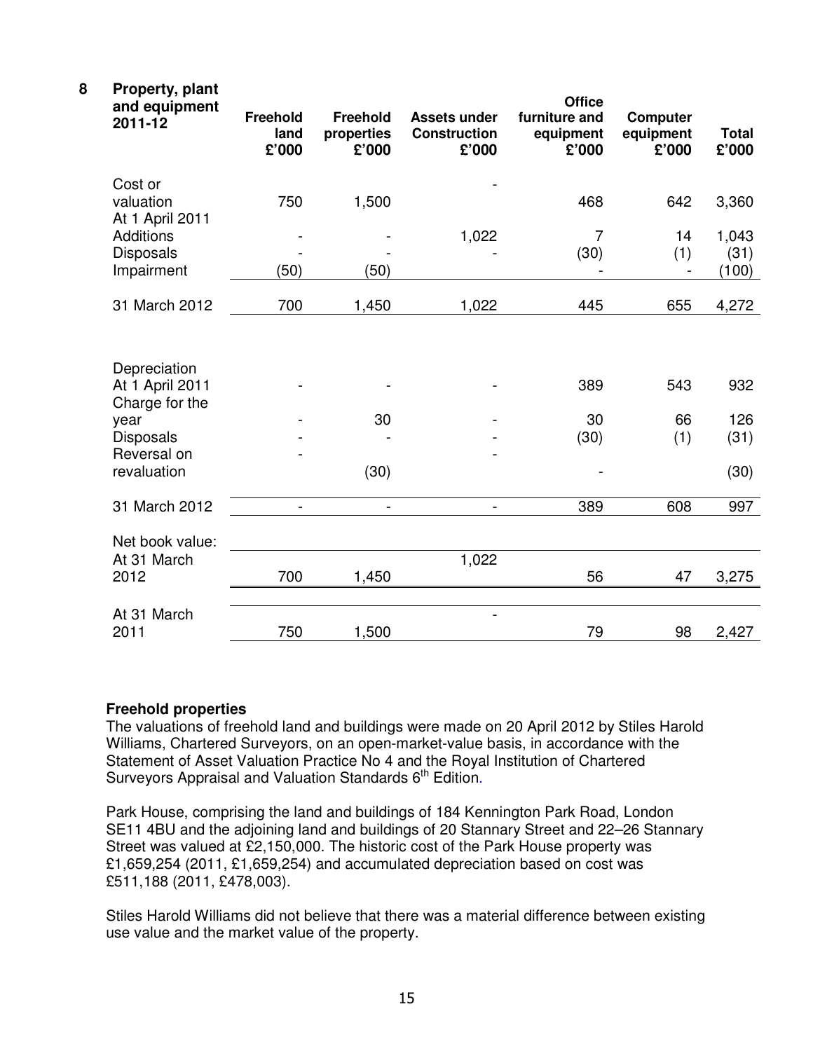## 8 Property, plant and equipment 2011-12

| | Freehold land £'000 | Freehold properties £'000 | Assets under Construction £'000 | Office furniture and equipment £'000 | Computer equipment £'000 | Total £'000 |
|---|---|---|---|---|---|---|
| Cost or valuation At 1 April 2011 | 750 | 1,500 | - | 468 | 642 | 3,360 |
| Additions | - | - | 1,022 | 7 | 14 | 1,043 |
| Disposals | - | - | - | (30) | (1) | (31) |
| Impairment | (50) | (50) | | - | - | (100) |
| 31 March 2012 | 700 | 1,450 | 1,022 | 445 | 655 | 4,272 |
| | | | | | | |
| Depreciation At 1 April 2011 | - | - | - | 389 | 543 | 932 |
| Charge for the year | - | 30 | - | 30 | 66 | 126 |
| Disposals | - | - | - | (30) | (1) | (31) |
| Reversal on revaluation | - | (30) | - | - | | (30) |
| 31 March 2012 | - | - | - | 389 | 608 | 997 |
| | | | | | | |
| Net book value: At 31 March 2012 | 700 | 1,450 | 1,022 | 56 | 47 | 3,275 |
| At 31 March 2011 | 750 | 1,500 | - | 79 | 98 | 2,427 |

**Freehold properties**

The valuations of freehold land and buildings were made on 20 April 2012 by Stiles Harold Williams, Chartered Surveyors, on an open-market-value basis, in accordance with the Statement of Asset Valuation Practice No 4 and the Royal Institution of Chartered Surveyors Appraisal and Valuation Standards 6th Edition.

Park House, comprising the land and buildings of 184 Kennington Park Road, London SE11 4BU and the adjoining land and buildings of 20 Stannary Street and 22–26 Stannary Street was valued at £2,150,000. The historic cost of the Park House property was £1,659,254 (2011, £1,659,254) and accumulated depreciation based on cost was £511,188 (2011, £478,003).

Stiles Harold Williams did not believe that there was a material difference between existing use value and the market value of the property.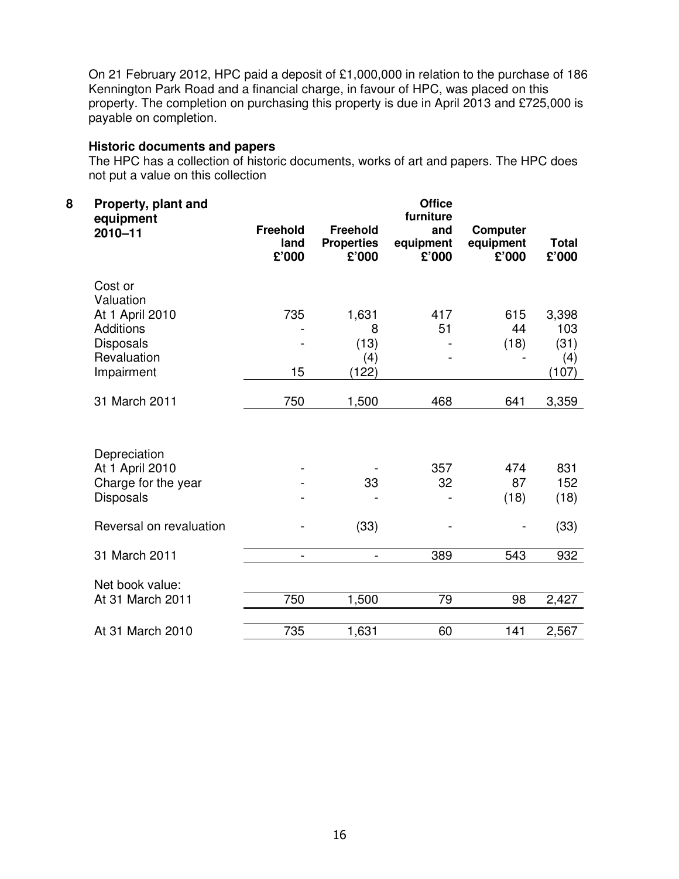On 21 February 2012, HPC paid a deposit of £1,000,000 in relation to the purchase of 186 Kennington Park Road and a financial charge, in favour of HPC, was placed on this property. The completion on purchasing this property is due in April 2013 and £725,000 is payable on completion.

**Historic documents and papers**

The HPC has a collection of historic documents, works of art and papers. The HPC does not put a value on this collection

## 8 Property, plant and equipment

| 2010–11 | Freehold land £'000 | Freehold Properties £'000 | Office furniture and equipment £'000 | Computer equipment £'000 | Total £'000 |
|---|---|---|---|---|---|
| Cost or Valuation | | | | | |
| At 1 April 2010 | 735 | 1,631 | 417 | 615 | 3,398 |
| Additions | - | 8 | 51 | 44 | 103 |
| Disposals | - | (13) | - | (18) | (31) |
| Revaluation | | (4) | - | - | (4) |
| Impairment | 15 | (122) | | | (107) |
| 31 March 2011 | 750 | 1,500 | 468 | 641 | 3,359 |
| | | | | | |
| Depreciation | | | | | |
| At 1 April 2010 | - | - | 357 | 474 | 831 |
| Charge for the year | - | 33 | 32 | 87 | 152 |
| Disposals | - | - | - | (18) | (18) |
| Reversal on revaluation | - | (33) | - | - | (33) |
| 31 March 2011 | - | - | 389 | 543 | 932 |
| Net book value: | | | | | |
| At 31 March 2011 | 750 | 1,500 | 79 | 98 | 2,427 |
| At 31 March 2010 | 735 | 1,631 | 60 | 141 | 2,567 |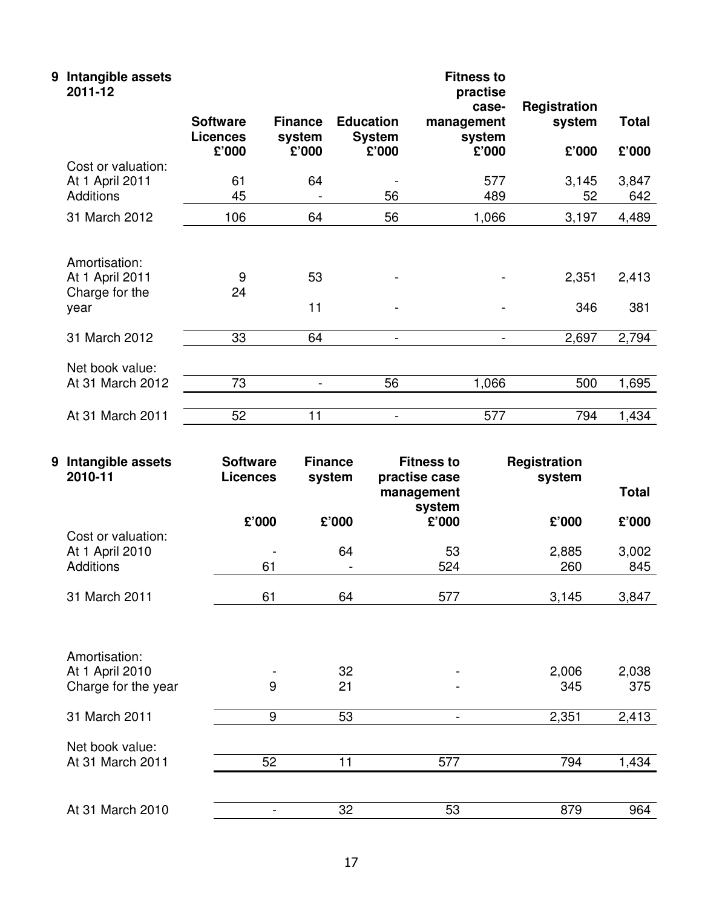## 9 Intangible assets 2011-12

| | Software Licences £'000 | Finance system £'000 | Education System £'000 | Fitness to practise case-management system £'000 | Registration system £'000 | Total £'000 |
|---|---|---|---|---|---|---|
| Cost or valuation: | | | | | | |
| At 1 April 2011 | 61 | 64 | - | 577 | 3,145 | 3,847 |
| Additions | 45 | - | 56 | 489 | 52 | 642 |
| 31 March 2012 | 106 | 64 | 56 | 1,066 | 3,197 | 4,489 |
| Amortisation: | | | | | | |
| At 1 April 2011 | 9 | 53 | - | - | 2,351 | 2,413 |
| Charge for the year | 24 | 11 | - | - | 346 | 381 |
| 31 March 2012 | 33 | 64 | - | - | 2,697 | 2,794 |
| Net book value: | | | | | | |
| At 31 March 2012 | 73 | - | 56 | 1,066 | 500 | 1,695 |
| At 31 March 2011 | 52 | 11 | - | 577 | 794 | 1,434 |

## 9 Intangible assets 2010-11

| | Software Licences £'000 | Finance system £'000 | Fitness to practise case management system £'000 | Registration system £'000 | Total £'000 |
|---|---|---|---|---|---|
| Cost or valuation: | | | | | |
| At 1 April 2010 | - | 64 | 53 | 2,885 | 3,002 |
| Additions | 61 | - | 524 | 260 | 845 |
| 31 March 2011 | 61 | 64 | 577 | 3,145 | 3,847 |
| Amortisation: | | | | | |
| At 1 April 2010 | - | 32 | - | 2,006 | 2,038 |
| Charge for the year | 9 | 21 | - | 345 | 375 |
| 31 March 2011 | 9 | 53 | - | 2,351 | 2,413 |
| Net book value: | | | | | |
| At 31 March 2011 | 52 | 11 | 577 | 794 | 1,434 |
| At 31 March 2010 | - | 32 | 53 | 879 | 964 |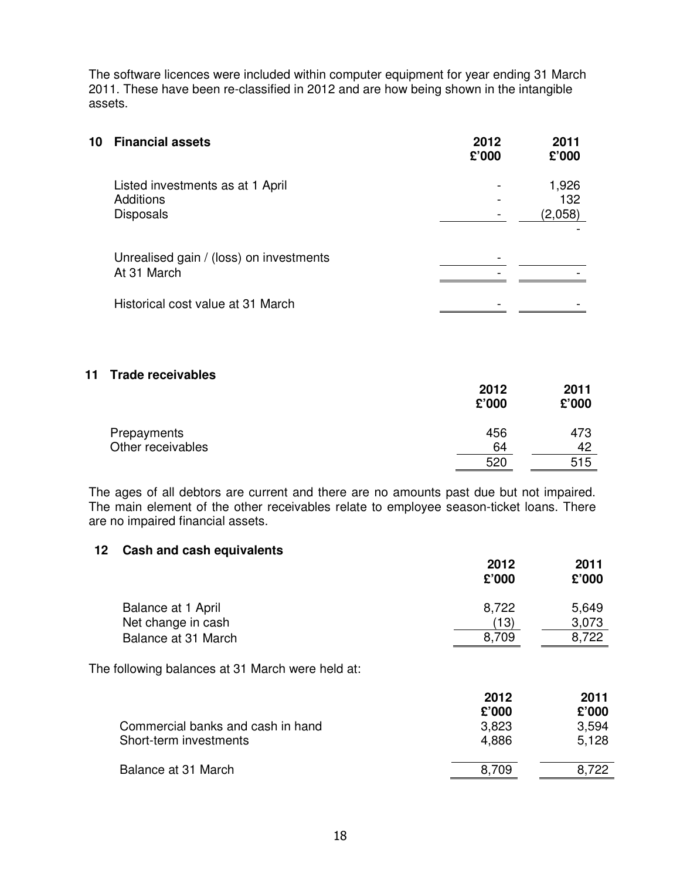The software licences were included within computer equipment for year ending 31 March 2011. These have been re-classified in 2012 and are how being shown in the intangible assets.

## 10 Financial assets

| | 2012 £'000 | 2011 £'000 |
|---|---|---|
| Listed investments as at 1 April | - | 1,926 |
| Additions | - | 132 |
| Disposals | - | (2,058) |
| | | - |
| Unrealised gain / (loss) on investments | - | |
| At 31 March | - | - |
| Historical cost value at 31 March | - | - |

## 11 Trade receivables

| | 2012 £'000 | 2011 £'000 |
|---|---|---|
| Prepayments | 456 | 473 |
| Other receivables | 64 | 42 |
| | 520 | 515 |

The ages of all debtors are current and there are no amounts past due but not impaired. The main element of the other receivables relate to employee season-ticket loans. There are no impaired financial assets.

## 12 Cash and cash equivalents

| | 2012 £'000 | 2011 £'000 |
|---|---|---|
| Balance at 1 April | 8,722 | 5,649 |
| Net change in cash | (13) | 3,073 |
| Balance at 31 March | 8,709 | 8,722 |

The following balances at 31 March were held at:

| | 2012 £'000 | 2011 £'000 |
|---|---|---|
| Commercial banks and cash in hand | 3,823 | 3,594 |
| Short-term investments | 4,886 | 5,128 |
| Balance at 31 March | 8,709 | 8,722 |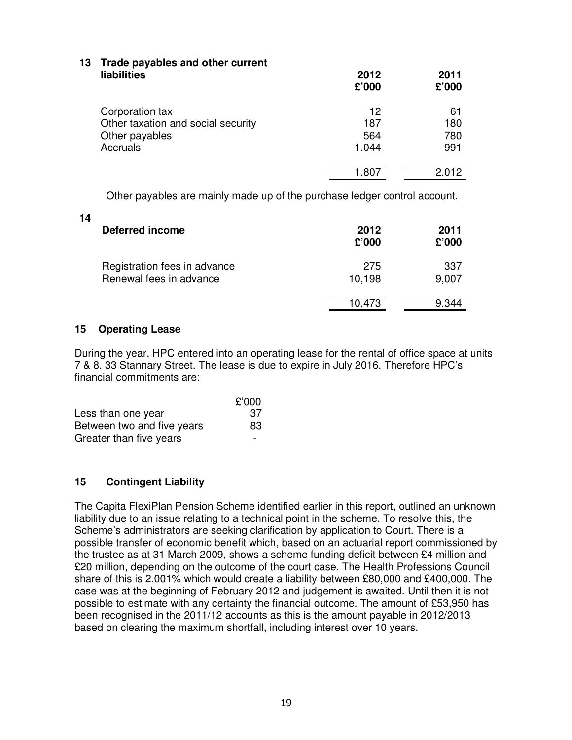## 13 Trade payables and other current liabilities

| | 2012 £'000 | 2011 £'000 |
|---|---|---|
| Corporation tax | 12 | 61 |
| Other taxation and social security | 187 | 180 |
| Other payables | 564 | 780 |
| Accruals | 1,044 | 991 |
| | 1,807 | 2,012 |

Other payables are mainly made up of the purchase ledger control account.

## 14 Deferred income

| | 2012 £'000 | 2011 £'000 |
|---|---|---|
| Registration fees in advance | 275 | 337 |
| Renewal fees in advance | 10,198 | 9,007 |
| | 10,473 | 9,344 |

## 15 Operating Lease

During the year, HPC entered into an operating lease for the rental of office space at units 7 & 8, 33 Stannary Street. The lease is due to expire in July 2016. Therefore HPC's financial commitments are:

| | £'000 |
|---|---|
| Less than one year | 37 |
| Between two and five years | 83 |
| Greater than five years | - |

## 15 Contingent Liability

The Capita FlexiPlan Pension Scheme identified earlier in this report, outlined an unknown liability due to an issue relating to a technical point in the scheme. To resolve this, the Scheme's administrators are seeking clarification by application to Court. There is a possible transfer of economic benefit which, based on an actuarial report commissioned by the trustee as at 31 March 2009, shows a scheme funding deficit between £4 million and £20 million, depending on the outcome of the court case. The Health Professions Council share of this is 2.001% which would create a liability between £80,000 and £400,000. The case was at the beginning of February 2012 and judgement is awaited. Until then it is not possible to estimate with any certainty the financial outcome. The amount of £53,950 has been recognised in the 2011/12 accounts as this is the amount payable in 2012/2013 based on clearing the maximum shortfall, including interest over 10 years.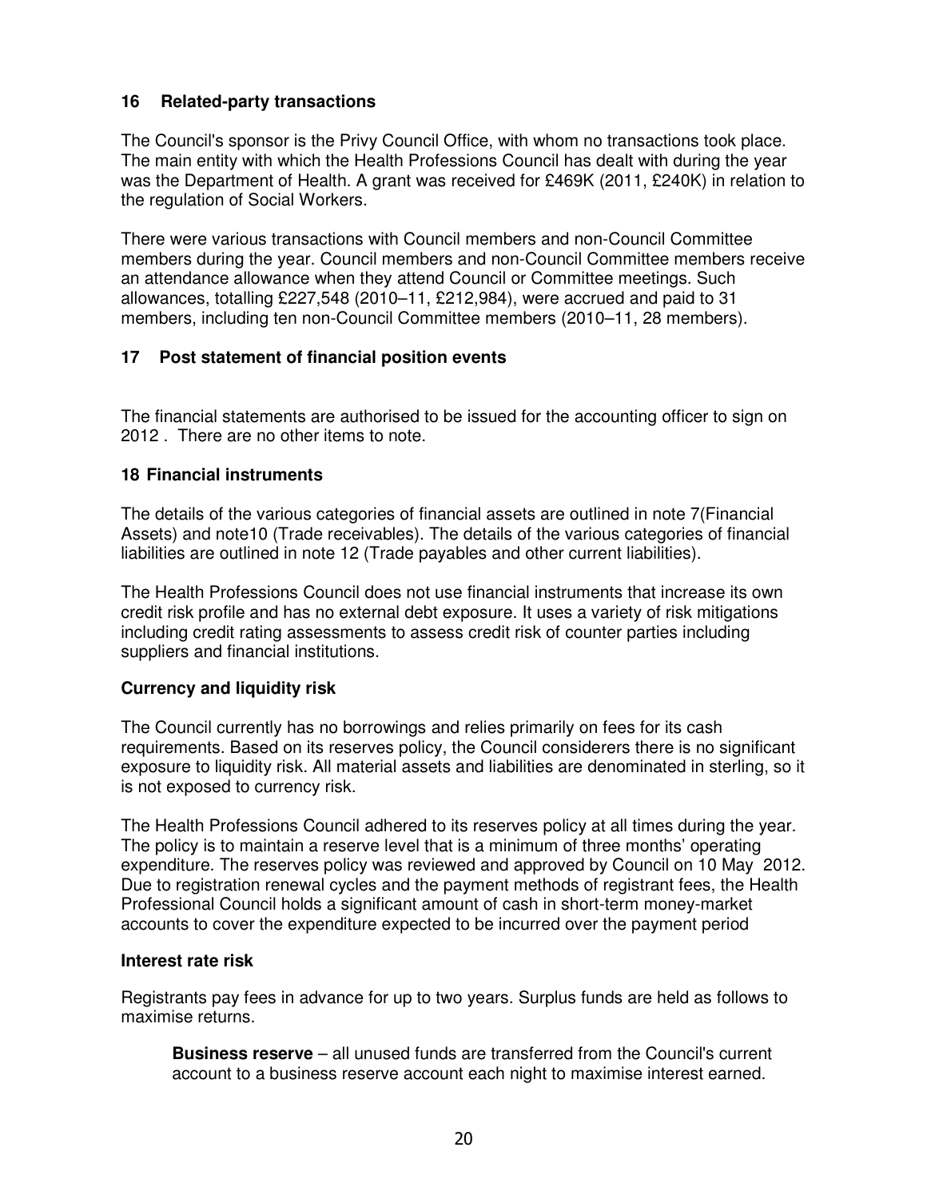## 16 Related-party transactions

The Council's sponsor is the Privy Council Office, with whom no transactions took place. The main entity with which the Health Professions Council has dealt with during the year was the Department of Health. A grant was received for £469K (2011, £240K) in relation to the regulation of Social Workers.

There were various transactions with Council members and non-Council Committee members during the year. Council members and non-Council Committee members receive an attendance allowance when they attend Council or Committee meetings. Such allowances, totalling £227,548 (2010–11, £212,984), were accrued and paid to 31 members, including ten non-Council Committee members (2010–11, 28 members).

## 17 Post statement of financial position events

The financial statements are authorised to be issued for the accounting officer to sign on 2012 . There are no other items to note.

## 18 Financial instruments

The details of the various categories of financial assets are outlined in note 7(Financial Assets) and note10 (Trade receivables). The details of the various categories of financial liabilities are outlined in note 12 (Trade payables and other current liabilities).

The Health Professions Council does not use financial instruments that increase its own credit risk profile and has no external debt exposure. It uses a variety of risk mitigations including credit rating assessments to assess credit risk of counter parties including suppliers and financial institutions.

### Currency and liquidity risk

The Council currently has no borrowings and relies primarily on fees for its cash requirements. Based on its reserves policy, the Council considerers there is no significant exposure to liquidity risk. All material assets and liabilities are denominated in sterling, so it is not exposed to currency risk.

The Health Professions Council adhered to its reserves policy at all times during the year. The policy is to maintain a reserve level that is a minimum of three months' operating expenditure. The reserves policy was reviewed and approved by Council on 10 May 2012. Due to registration renewal cycles and the payment methods of registrant fees, the Health Professional Council holds a significant amount of cash in short-term money-market accounts to cover the expenditure expected to be incurred over the payment period

### Interest rate risk

Registrants pay fees in advance for up to two years. Surplus funds are held as follows to maximise returns.

**Business reserve** – all unused funds are transferred from the Council's current account to a business reserve account each night to maximise interest earned.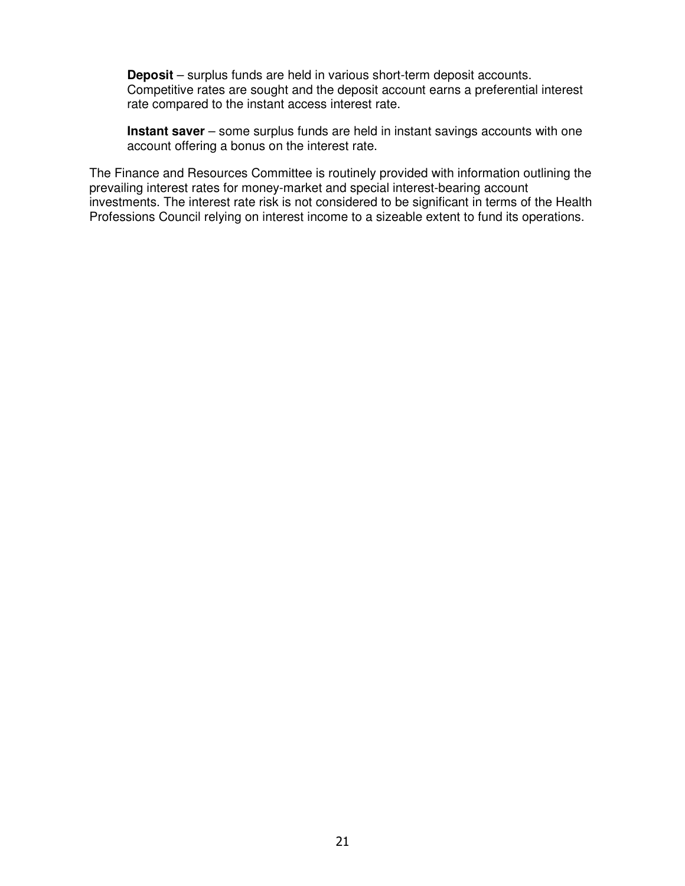**Deposit** – surplus funds are held in various short-term deposit accounts. Competitive rates are sought and the deposit account earns a preferential interest rate compared to the instant access interest rate.

**Instant saver** – some surplus funds are held in instant savings accounts with one account offering a bonus on the interest rate.

The Finance and Resources Committee is routinely provided with information outlining the prevailing interest rates for money-market and special interest-bearing account investments. The interest rate risk is not considered to be significant in terms of the Health Professions Council relying on interest income to a sizeable extent to fund its operations.